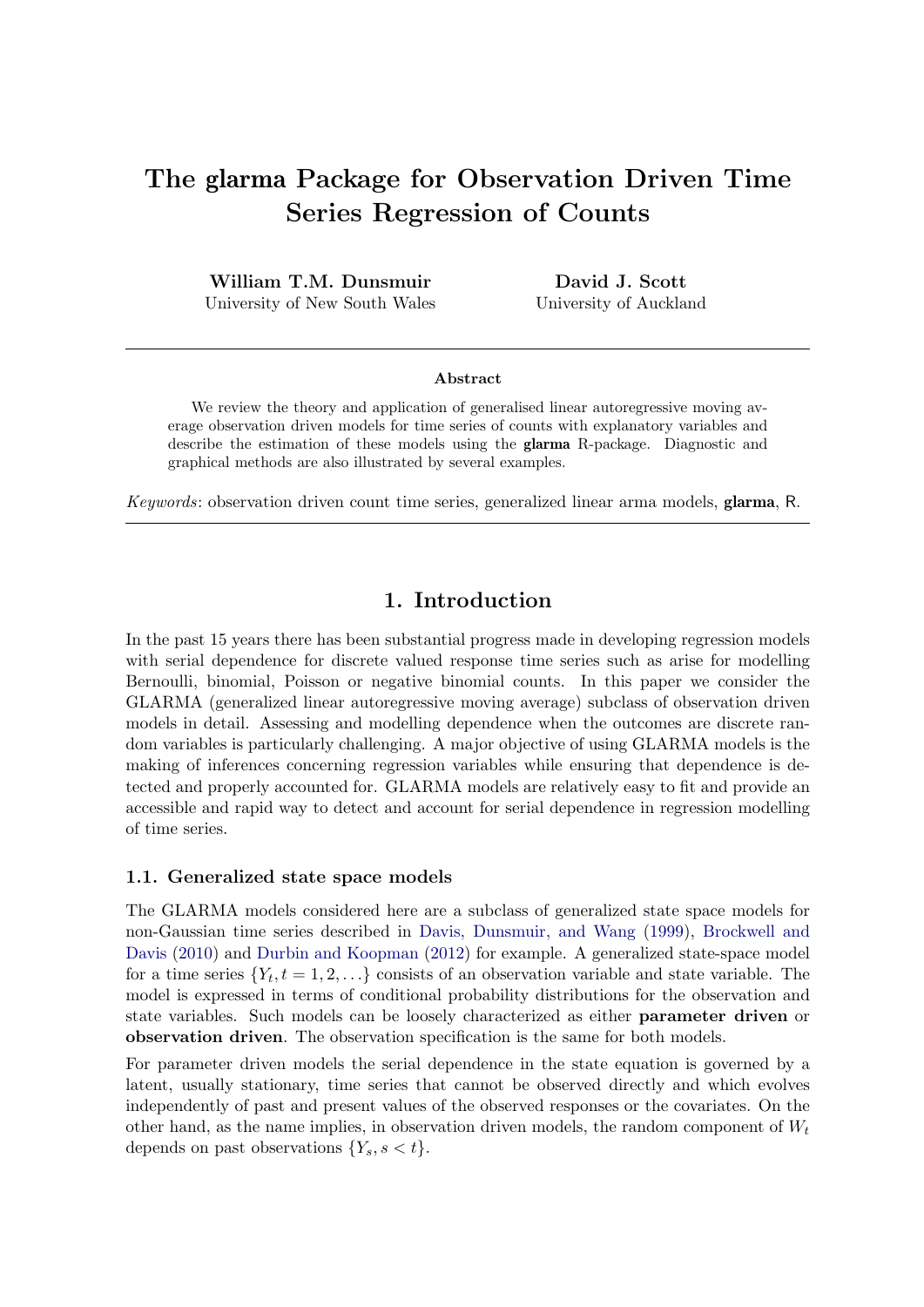# The **glarma** Package for Observation Driven Time Series Regression of Counts

**William T.M. Dunsmuir**
University of New South Wales

**David J. Scott**
University of Auckland

---

**Abstract**

We review the theory and application of generalised linear autoregressive moving average observation driven models for time series of counts with explanatory variables and describe the estimation of these models using the **glarma** R-package. Diagnostic and graphical methods are also illustrated by several examples.

*Keywords*: observation driven count time series, generalized linear arma models, **glarma**, R.

---

## 1. Introduction

In the past 15 years there has been substantial progress made in developing regression models with serial dependence for discrete valued response time series such as arise for modelling Bernoulli, binomial, Poisson or negative binomial counts. In this paper we consider the GLARMA (generalized linear autoregressive moving average) subclass of observation driven models in detail. Assessing and modelling dependence when the outcomes are discrete random variables is particularly challenging. A major objective of using GLARMA models is the making of inferences concerning regression variables while ensuring that dependence is detected and properly accounted for. GLARMA models are relatively easy to fit and provide an accessible and rapid way to detect and account for serial dependence in regression modelling of time series.

### 1.1. Generalized state space models

The GLARMA models considered here are a subclass of generalized state space models for non-Gaussian time series described in Davis, Dunsmuir, and Wang (1999), Brockwell and Davis (2010) and Durbin and Koopman (2012) for example. A generalized state-space model for a time series $\{Y_t, t = 1, 2, \ldots\}$ consists of an observation variable and state variable. The model is expressed in terms of conditional probability distributions for the observation and state variables. Such models can be loosely characterized as either **parameter driven** or **observation driven**. The observation specification is the same for both models.

For parameter driven models the serial dependence in the state equation is governed by a latent, usually stationary, time series that cannot be observed directly and which evolves independently of past and present values of the observed responses or the covariates. On the other hand, as the name implies, in observation driven models, the random component of $W_t$ depends on past observations $\{Y_s, s < t\}$.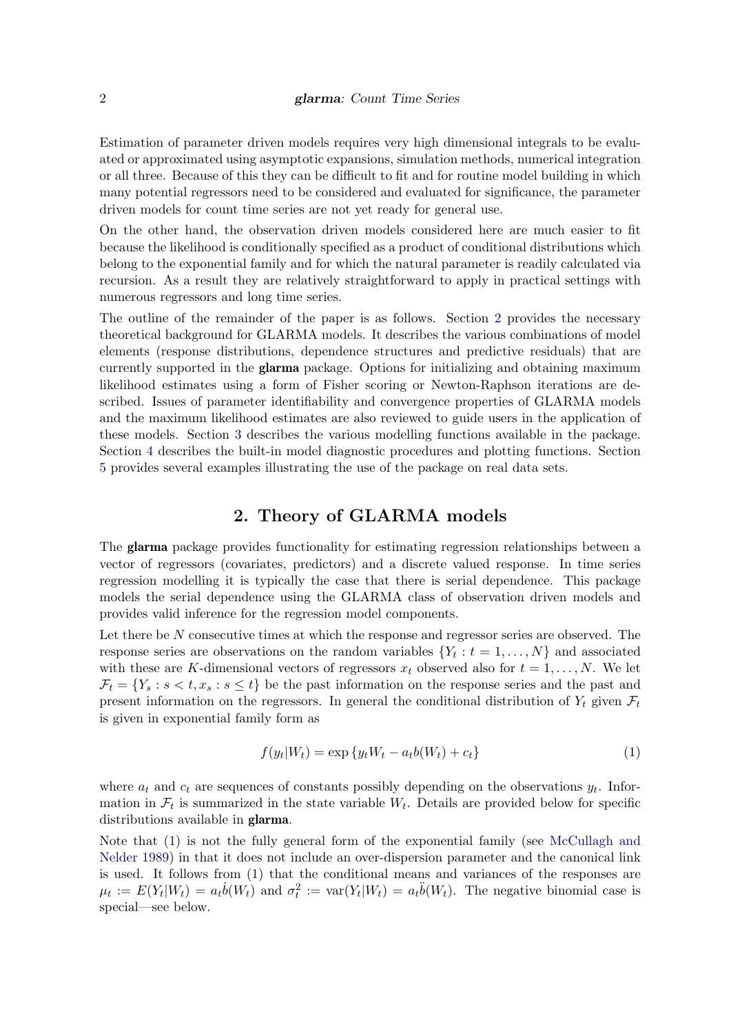Estimation of parameter driven models requires very high dimensional integrals to be evaluated or approximated using asymptotic expansions, simulation methods, numerical integration or all three. Because of this they can be difficult to fit and for routine model building in which many potential regressors need to be considered and evaluated for significance, the parameter driven models for count time series are not yet ready for general use.

On the other hand, the observation driven models considered here are much easier to fit because the likelihood is conditionally specified as a product of conditional distributions which belong to the exponential family and for which the natural parameter is readily calculated via recursion. As a result they are relatively straightforward to apply in practical settings with numerous regressors and long time series.

The outline of the remainder of the paper is as follows. Section 2 provides the necessary theoretical background for GLARMA models. It describes the various combinations of model elements (response distributions, dependence structures and predictive residuals) that are currently supported in the **glarma** package. Options for initializing and obtaining maximum likelihood estimates using a form of Fisher scoring or Newton-Raphson iterations are described. Issues of parameter identifiability and convergence properties of GLARMA models and the maximum likelihood estimates are also reviewed to guide users in the application of these models. Section 3 describes the various modelling functions available in the package. Section 4 describes the built-in model diagnostic procedures and plotting functions. Section 5 provides several examples illustrating the use of the package on real data sets.

## 2. Theory of GLARMA models

The **glarma** package provides functionality for estimating regression relationships between a vector of regressors (covariates, predictors) and a discrete valued response. In time series regression modelling it is typically the case that there is serial dependence. This package models the serial dependence using the GLARMA class of observation driven models and provides valid inference for the regression model components.

Let there be $N$ consecutive times at which the response and regressor series are observed. The response series are observations on the random variables $\{Y_t : t = 1, \dots, N\}$ and associated with these are $K$-dimensional vectors of regressors $x_t$ observed also for $t = 1, \dots, N$. We let $\mathcal{F}_t = \{Y_s : s < t, x_s : s \le t\}$ be the past information on the response series and the past and present information on the regressors. In general the conditional distribution of $Y_t$ given $\mathcal{F}_t$ is given in exponential family form as

$$f(y_t|W_t) = \exp\{y_t W_t - a_t b(W_t) + c_t\} \tag{1}$$

where $a_t$ and $c_t$ are sequences of constants possibly depending on the observations $y_t$. Information in $\mathcal{F}_t$ is summarized in the state variable $W_t$. Details are provided below for specific distributions available in **glarma**.

Note that (1) is not the fully general form of the exponential family (see McCullagh and Nelder 1989) in that it does not include an over-dispersion parameter and the canonical link is used. It follows from (1) that the conditional means and variances of the responses are $\mu_t := E(Y_t|W_t) = a_t \dot{b}(W_t)$ and $\sigma_t^2 := \mathrm{var}(Y_t|W_t) = a_t \ddot{b}(W_t)$. The negative binomial case is special—see below.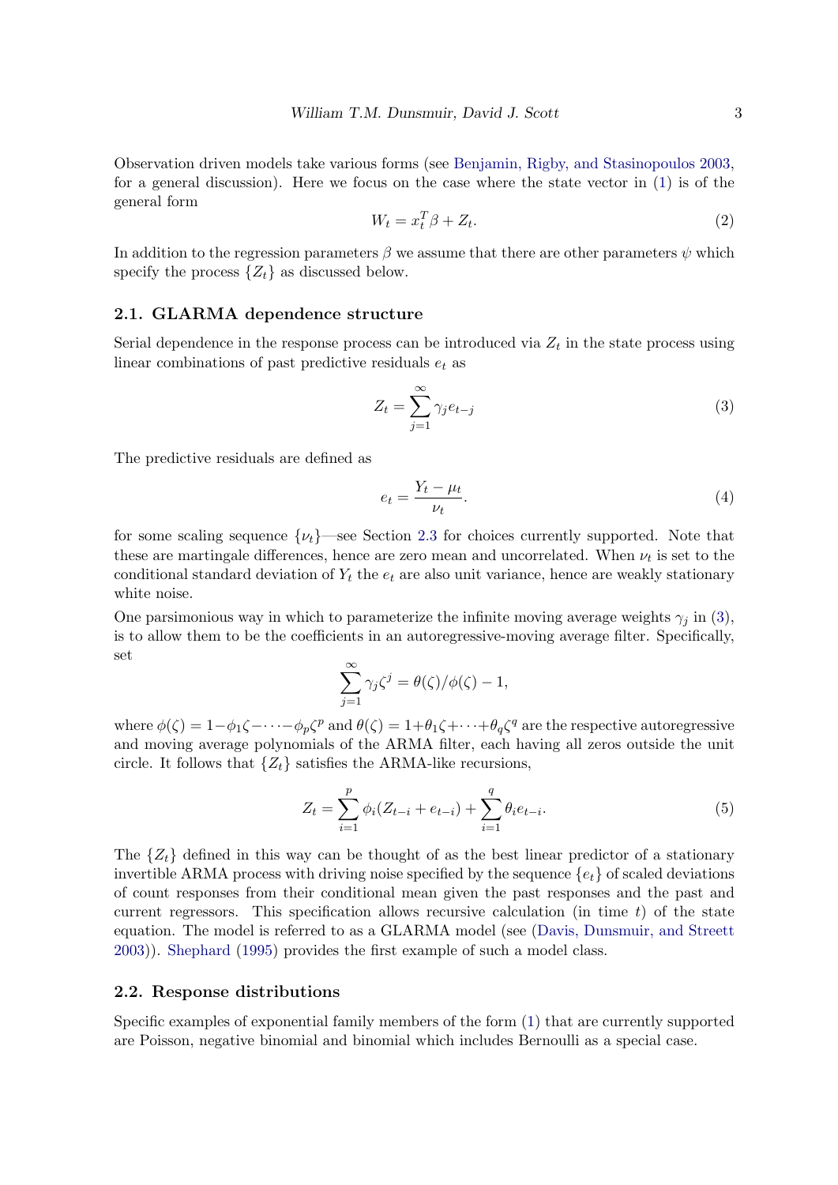Observation driven models take various forms (see Benjamin, Rigby, and Stasinopoulos 2003, for a general discussion). Here we focus on the case where the state vector in (1) is of the general form

$$W_t = x_t^T \beta + Z_t. \tag{2}$$

In addition to the regression parameters $\beta$ we assume that there are other parameters $\psi$ which specify the process $\{Z_t\}$ as discussed below.

### 2.1. GLARMA dependence structure

Serial dependence in the response process can be introduced via $Z_t$ in the state process using linear combinations of past predictive residuals $e_t$ as

$$Z_t = \sum_{j=1}^{\infty} \gamma_j e_{t-j} \tag{3}$$

The predictive residuals are defined as

$$e_t = \frac{Y_t - \mu_t}{\nu_t}. \tag{4}$$

for some scaling sequence $\{\nu_t\}$—see Section 2.3 for choices currently supported. Note that these are martingale differences, hence are zero mean and uncorrelated. When $\nu_t$ is set to the conditional standard deviation of $Y_t$ the $e_t$ are also unit variance, hence are weakly stationary white noise.

One parsimonious way in which to parameterize the infinite moving average weights $\gamma_j$ in (3), is to allow them to be the coefficients in an autoregressive-moving average filter. Specifically, set

$$\sum_{j=1}^{\infty} \gamma_j \zeta^j = \theta(\zeta)/\phi(\zeta) - 1,$$

where $\phi(\zeta) = 1 - \phi_1\zeta - \cdots - \phi_p\zeta^p$ and $\theta(\zeta) = 1 + \theta_1\zeta + \cdots + \theta_q\zeta^q$ are the respective autoregressive and moving average polynomials of the ARMA filter, each having all zeros outside the unit circle. It follows that $\{Z_t\}$ satisfies the ARMA-like recursions,

$$Z_t = \sum_{i=1}^{p} \phi_i (Z_{t-i} + e_{t-i}) + \sum_{i=1}^{q} \theta_i e_{t-i}. \tag{5}$$

The $\{Z_t\}$ defined in this way can be thought of as the best linear predictor of a stationary invertible ARMA process with driving noise specified by the sequence $\{e_t\}$ of scaled deviations of count responses from their conditional mean given the past responses and the past and current regressors. This specification allows recursive calculation (in time $t$) of the state equation. The model is referred to as a GLARMA model (see (Davis, Dunsmuir, and Streett 2003)). Shephard (1995) provides the first example of such a model class.

### 2.2. Response distributions

Specific examples of exponential family members of the form (1) that are currently supported are Poisson, negative binomial and binomial which includes Bernoulli as a special case.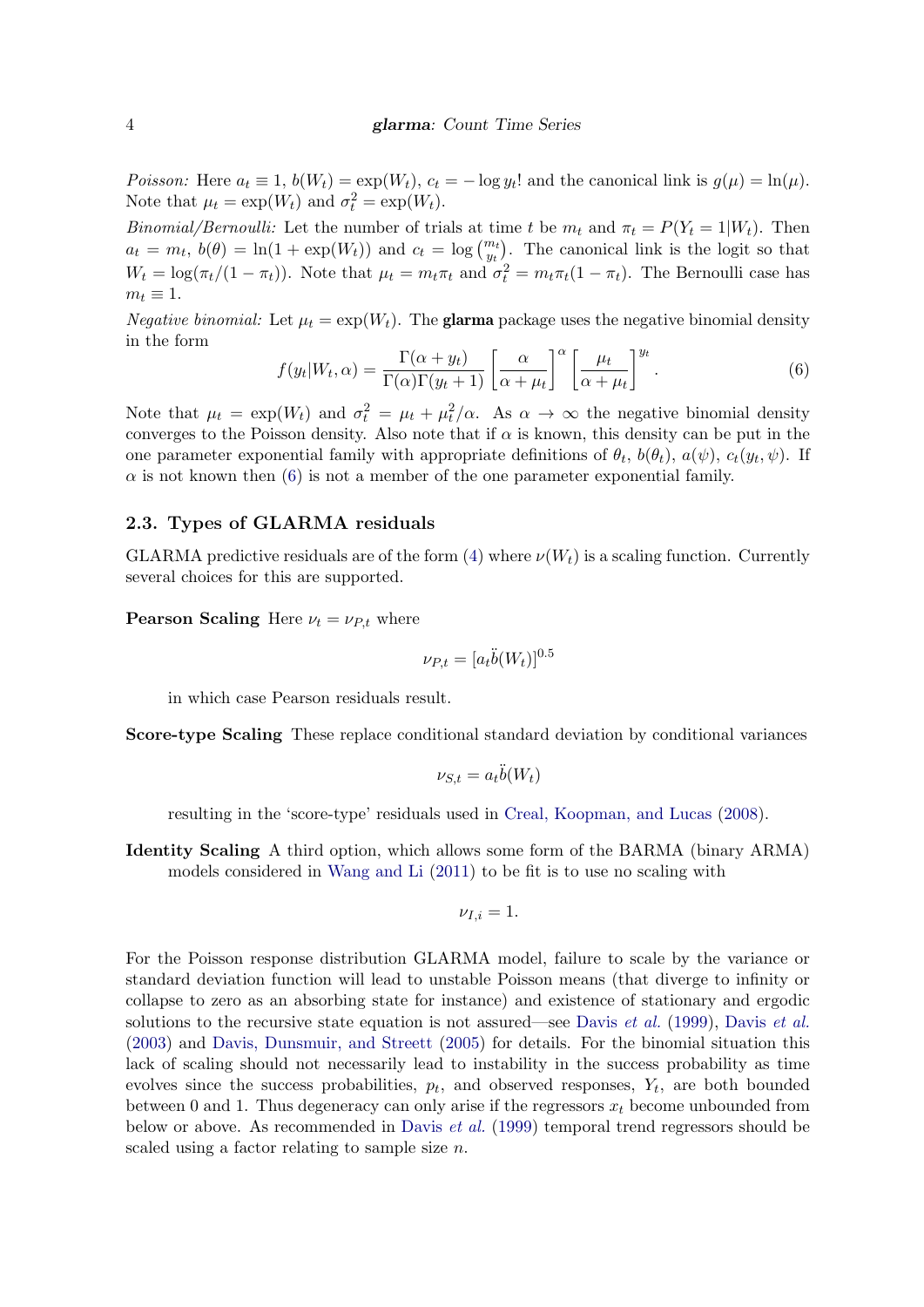*Poisson:* Here $a_t \equiv 1$, $b(W_t) = \exp(W_t)$, $c_t = -\log y_t!$ and the canonical link is $g(\mu) = \ln(\mu)$. Note that $\mu_t = \exp(W_t)$ and $\sigma_t^2 = \exp(W_t)$.

*Binomial/Bernoulli:* Let the number of trials at time $t$ be $m_t$ and $\pi_t = P(Y_t = 1|W_t)$. Then $a_t = m_t$, $b(\theta) = \ln(1 + \exp(W_t))$ and $c_t = \log \binom{m_t}{y_t}$. The canonical link is the logit so that $W_t = \log(\pi_t/(1 - \pi_t))$. Note that $\mu_t = m_t \pi_t$ and $\sigma_t^2 = m_t \pi_t (1 - \pi_t)$. The Bernoulli case has $m_t \equiv 1$.

*Negative binomial:* Let $\mu_t = \exp(W_t)$. The **glarma** package uses the negative binomial density in the form

$$f(y_t|W_t, \alpha) = \frac{\Gamma(\alpha + y_t)}{\Gamma(\alpha)\Gamma(y_t + 1)} \left[\frac{\alpha}{\alpha + \mu_t}\right]^\alpha \left[\frac{\mu_t}{\alpha + \mu_t}\right]^{y_t}. \tag{6}$$

Note that $\mu_t = \exp(W_t)$ and $\sigma_t^2 = \mu_t + \mu_t^2/\alpha$. As $\alpha \to \infty$ the negative binomial density converges to the Poisson density. Also note that if $\alpha$ is known, this density can be put in the one parameter exponential family with appropriate definitions of $\theta_t$, $b(\theta_t)$, $a(\psi)$, $c_t(y_t, \psi)$. If $\alpha$ is not known then (6) is not a member of the one parameter exponential family.

### 2.3. Types of GLARMA residuals

GLARMA predictive residuals are of the form (4) where $\nu(W_t)$ is a scaling function. Currently several choices for this are supported.

**Pearson Scaling** Here $\nu_t = \nu_{P,t}$ where

$$\nu_{P,t} = [a_t \ddot{b}(W_t)]^{0.5}$$

in which case Pearson residuals result.

**Score-type Scaling** These replace conditional standard deviation by conditional variances

$$\nu_{S,t} = a_t \ddot{b}(W_t)$$

resulting in the 'score-type' residuals used in Creal, Koopman, and Lucas (2008).

**Identity Scaling** A third option, which allows some form of the BARMA (binary ARMA) models considered in Wang and Li (2011) to be fit is to use no scaling with

$$\nu_{I,i} = 1.$$

For the Poisson response distribution GLARMA model, failure to scale by the variance or standard deviation function will lead to unstable Poisson means (that diverge to infinity or collapse to zero as an absorbing state for instance) and existence of stationary and ergodic solutions to the recursive state equation is not assured—see Davis *et al.* (1999), Davis *et al.* (2003) and Davis, Dunsmuir, and Streett (2005) for details. For the binomial situation this lack of scaling should not necessarily lead to instability in the success probability as time evolves since the success probabilities, $p_t$, and observed responses, $Y_t$, are both bounded between 0 and 1. Thus degeneracy can only arise if the regressors $x_t$ become unbounded from below or above. As recommended in Davis *et al.* (1999) temporal trend regressors should be scaled using a factor relating to sample size $n$.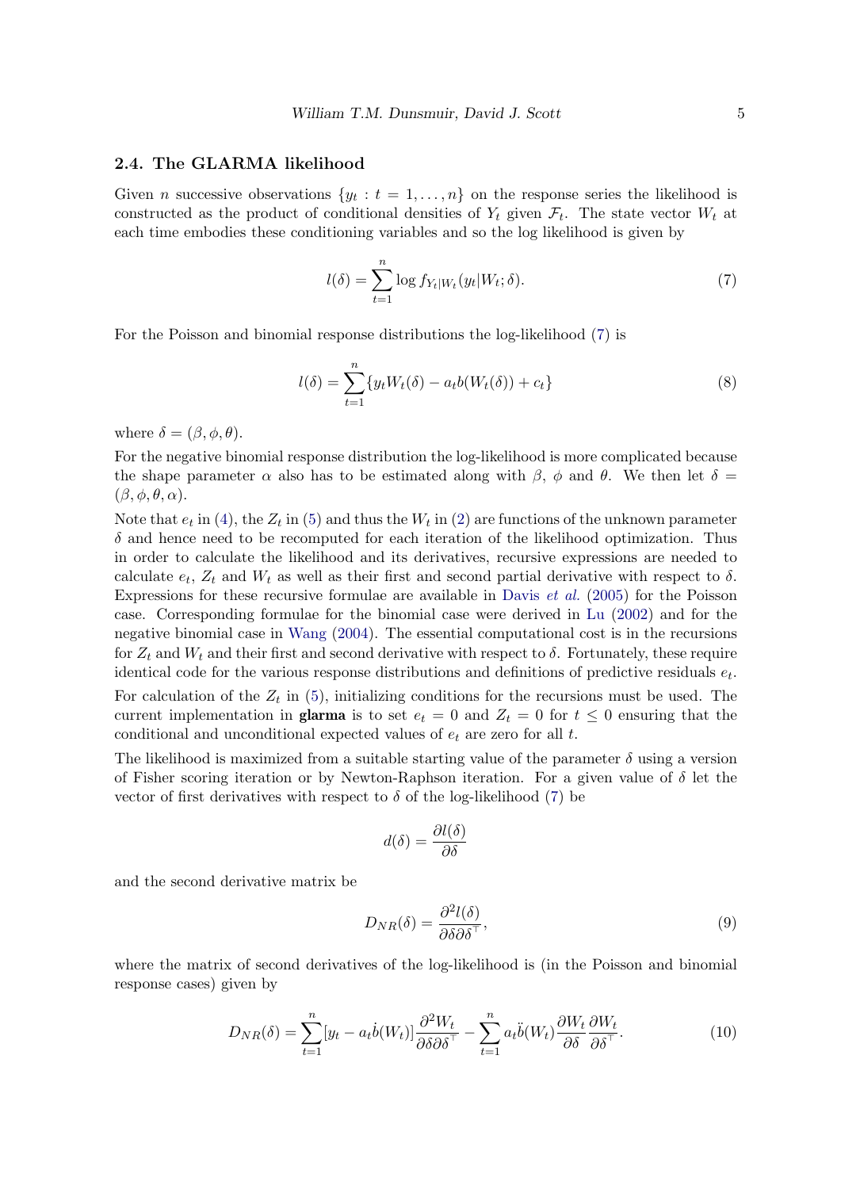### 2.4. The GLARMA likelihood

Given $n$ successive observations $\{y_t : t = 1, \ldots, n\}$ on the response series the likelihood is constructed as the product of conditional densities of $Y_t$ given $\mathcal{F}_t$. The state vector $W_t$ at each time embodies these conditioning variables and so the log likelihood is given by

$$l(\delta) = \sum_{t=1}^{n} \log f_{Y_t|W_t}(y_t|W_t; \delta). \tag{7}$$

For the Poisson and binomial response distributions the log-likelihood (7) is

$$l(\delta) = \sum_{t=1}^{n} \{y_t W_t(\delta) - a_t b(W_t(\delta)) + c_t\} \tag{8}$$

where $\delta = (\beta, \phi, \theta)$.

For the negative binomial response distribution the log-likelihood is more complicated because the shape parameter $\alpha$ also has to be estimated along with $\beta$, $\phi$ and $\theta$. We then let $\delta = (\beta, \phi, \theta, \alpha)$.

Note that $e_t$ in (4), the $Z_t$ in (5) and thus the $W_t$ in (2) are functions of the unknown parameter $\delta$ and hence need to be recomputed for each iteration of the likelihood optimization. Thus in order to calculate the likelihood and its derivatives, recursive expressions are needed to calculate $e_t$, $Z_t$ and $W_t$ as well as their first and second partial derivative with respect to $\delta$. Expressions for these recursive formulae are available in Davis *et al.* (2005) for the Poisson case. Corresponding formulae for the binomial case were derived in Lu (2002) and for the negative binomial case in Wang (2004). The essential computational cost is in the recursions for $Z_t$ and $W_t$ and their first and second derivative with respect to $\delta$. Fortunately, these require identical code for the various response distributions and definitions of predictive residuals $e_t$.

For calculation of the $Z_t$ in (5), initializing conditions for the recursions must be used. The current implementation in **glarma** is to set $e_t = 0$ and $Z_t = 0$ for $t \leq 0$ ensuring that the conditional and unconditional expected values of $e_t$ are zero for all $t$.

The likelihood is maximized from a suitable starting value of the parameter $\delta$ using a version of Fisher scoring iteration or by Newton-Raphson iteration. For a given value of $\delta$ let the vector of first derivatives with respect to $\delta$ of the log-likelihood (7) be

$$d(\delta) = \frac{\partial l(\delta)}{\partial \delta}$$

and the second derivative matrix be

$$D_{NR}(\delta) = \frac{\partial^2 l(\delta)}{\partial \delta \partial \delta^\top}, \tag{9}$$

where the matrix of second derivatives of the log-likelihood is (in the Poisson and binomial response cases) given by

$$D_{NR}(\delta) = \sum_{t=1}^{n} [y_t - a_t \dot{b}(W_t)] \frac{\partial^2 W_t}{\partial \delta \partial \delta^\top} - \sum_{t=1}^{n} a_t \ddot{b}(W_t) \frac{\partial W_t}{\partial \delta} \frac{\partial W_t}{\partial \delta^\top}. \tag{10}$$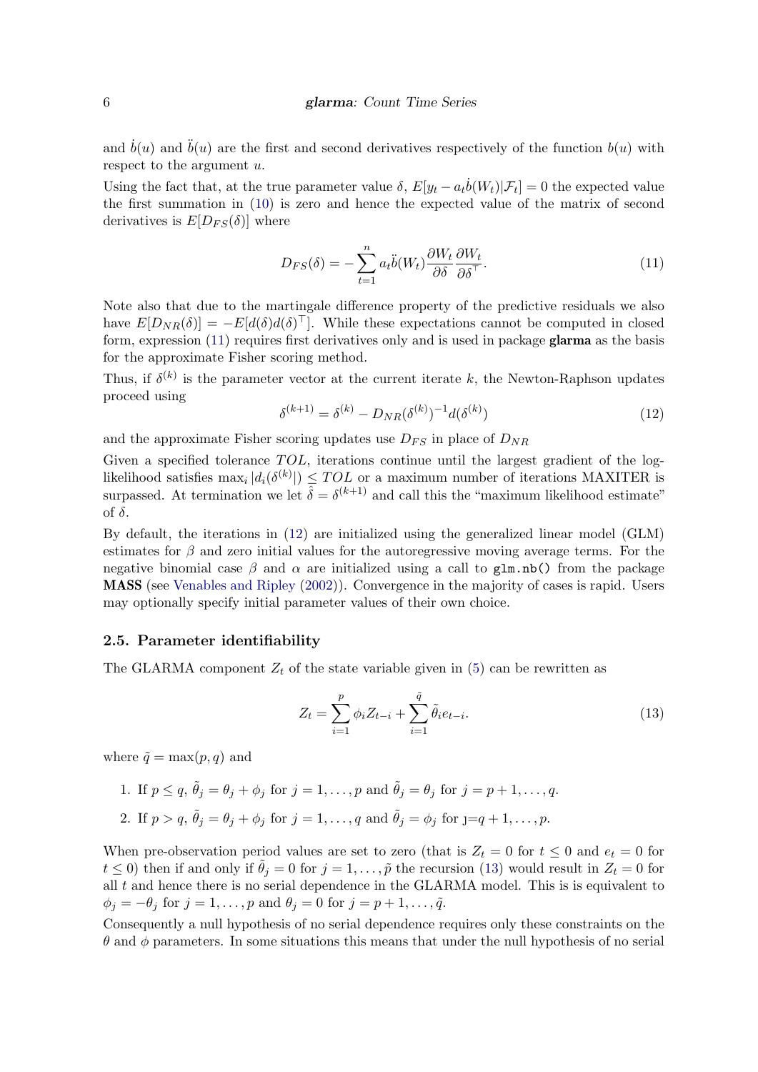and $\dot{b}(u)$ and $\ddot{b}(u)$ are the first and second derivatives respectively of the function $b(u)$ with respect to the argument $u$.

Using the fact that, at the true parameter value $\delta$, $E[y_t - a_t \dot{b}(W_t)|\mathcal{F}_t] = 0$ the expected value the first summation in (10) is zero and hence the expected value of the matrix of second derivatives is $E[D_{FS}(\delta)]$ where

$$D_{FS}(\delta) = -\sum_{t=1}^{n} a_t \ddot{b}(W_t) \frac{\partial W_t}{\partial \delta} \frac{\partial W_t}{\partial \delta^\top}. \tag{11}$$

Note also that due to the martingale difference property of the predictive residuals we also have $E[D_{NR}(\delta)] = -E[d(\delta)d(\delta)^\top]$. While these expectations cannot be computed in closed form, expression (11) requires first derivatives only and is used in package **glarma** as the basis for the approximate Fisher scoring method.

Thus, if $\delta^{(k)}$ is the parameter vector at the current iterate $k$, the Newton-Raphson updates proceed using

$$\delta^{(k+1)} = \delta^{(k)} - D_{NR}(\delta^{(k)})^{-1} d(\delta^{(k)}) \tag{12}$$

and the approximate Fisher scoring updates use $D_{FS}$ in place of $D_{NR}$

Given a specified tolerance $TOL$, iterations continue until the largest gradient of the log-likelihood satisfies $\max_i |d_i(\delta^{(k)}|) \leq TOL$ or a maximum number of iterations MAXITER is surpassed. At termination we let $\hat{\delta} = \delta^{(k+1)}$ and call this the "maximum likelihood estimate" of $\delta$.

By default, the iterations in (12) are initialized using the generalized linear model (GLM) estimates for $\beta$ and zero initial values for the autoregressive moving average terms. For the negative binomial case $\beta$ and $\alpha$ are initialized using a call to `glm.nb()` from the package **MASS** (see Venables and Ripley (2002)). Convergence in the majority of cases is rapid. Users may optionally specify initial parameter values of their own choice.

## 2.5. Parameter identifiability

The GLARMA component $Z_t$ of the state variable given in (5) can be rewritten as

$$Z_t = \sum_{i=1}^{p} \phi_i Z_{t-i} + \sum_{i=1}^{\tilde{q}} \tilde{\theta}_i e_{t-i}. \tag{13}$$

where $\tilde{q} = \max(p, q)$ and

1. If $p \leq q$, $\tilde{\theta}_j = \theta_j + \phi_j$ for $j = 1, \ldots, p$ and $\tilde{\theta}_j = \theta_j$ for $j = p+1, \ldots, q$.
2. If $p > q$, $\tilde{\theta}_j = \theta_j + \phi_j$ for $j = 1, \ldots, q$ and $\tilde{\theta}_j = \phi_j$ for $j=q+1, \ldots, p$.

When pre-observation period values are set to zero (that is $Z_t = 0$ for $t \leq 0$ and $e_t = 0$ for $t \leq 0$) then if and only if $\tilde{\theta}_j = 0$ for $j = 1, \ldots, \tilde{p}$ the recursion (13) would result in $Z_t = 0$ for all $t$ and hence there is no serial dependence in the GLARMA model. This is is equivalent to $\phi_j = -\theta_j$ for $j = 1, \ldots, p$ and $\theta_j = 0$ for $j = p+1, \ldots, \tilde{q}$.

Consequently a null hypothesis of no serial dependence requires only these constraints on the $\theta$ and $\phi$ parameters. In some situations this means that under the null hypothesis of no serial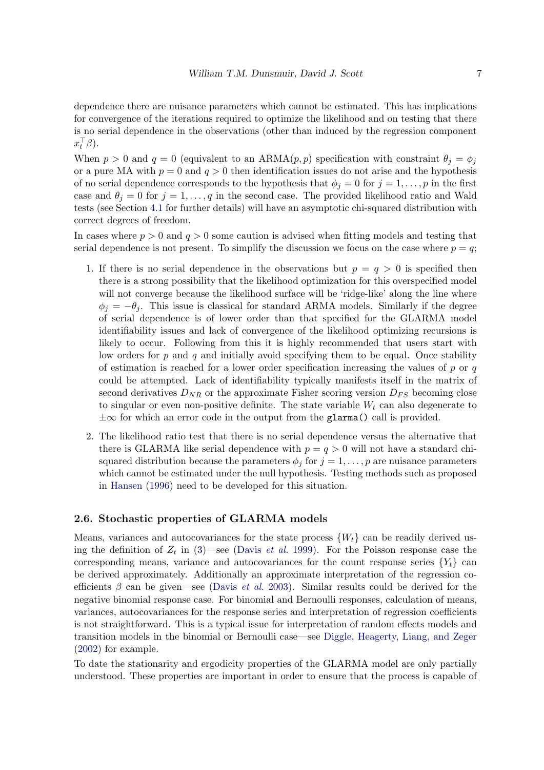dependence there are nuisance parameters which cannot be estimated. This has implications for convergence of the iterations required to optimize the likelihood and on testing that there is no serial dependence in the observations (other than induced by the regression component $x_t^\top \beta$).

When $p > 0$ and $q = 0$ (equivalent to an ARMA$(p, p)$ specification with constraint $\theta_j = \phi_j$ or a pure MA with $p = 0$ and $q > 0$ then identification issues do not arise and the hypothesis of no serial dependence corresponds to the hypothesis that $\phi_j = 0$ for $j = 1, \ldots, p$ in the first case and $\theta_j = 0$ for $j = 1, \ldots, q$ in the second case. The provided likelihood ratio and Wald tests (see Section 4.1 for further details) will have an asymptotic chi-squared distribution with correct degrees of freedom.

In cases where $p > 0$ and $q > 0$ some caution is advised when fitting models and testing that serial dependence is not present. To simplify the discussion we focus on the case where $p = q$;

1. If there is no serial dependence in the observations but $p = q > 0$ is specified then there is a strong possibility that the likelihood optimization for this overspecified model will not converge because the likelihood surface will be 'ridge-like' along the line where $\phi_j = -\theta_j$. This issue is classical for standard ARMA models. Similarly if the degree of serial dependence is of lower order than that specified for the GLARMA model identifiability issues and lack of convergence of the likelihood optimizing recursions is likely to occur. Following from this it is highly recommended that users start with low orders for $p$ and $q$ and initially avoid specifying them to be equal. Once stability of estimation is reached for a lower order specification increasing the values of $p$ or $q$ could be attempted. Lack of identifiability typically manifests itself in the matrix of second derivatives $D_{NR}$ or the approximate Fisher scoring version $D_{FS}$ becoming close to singular or even non-positive definite. The state variable $W_t$ can also degenerate to $\pm\infty$ for which an error code in the output from the `glarma()` call is provided.

2. The likelihood ratio test that there is no serial dependence versus the alternative that there is GLARMA like serial dependence with $p = q > 0$ will not have a standard chi-squared distribution because the parameters $\phi_j$ for $j = 1, \ldots, p$ are nuisance parameters which cannot be estimated under the null hypothesis. Testing methods such as proposed in Hansen (1996) need to be developed for this situation.

### 2.6. Stochastic properties of GLARMA models

Means, variances and autocovariances for the state process $\{W_t\}$ can be readily derived using the definition of $Z_t$ in (3)—see (Davis *et al.* 1999). For the Poisson response case the corresponding means, variance and autocovariances for the count response series $\{Y_t\}$ can be derived approximately. Additionally an approximate interpretation of the regression coefficients $\beta$ can be given—see (Davis *et al.* 2003). Similar results could be derived for the negative binomial response case. For binomial and Bernoulli responses, calculation of means, variances, autocovariances for the response series and interpretation of regression coefficients is not straightforward. This is a typical issue for interpretation of random effects models and transition models in the binomial or Bernoulli case—see Diggle, Heagerty, Liang, and Zeger (2002) for example.

To date the stationarity and ergodicity properties of the GLARMA model are only partially understood. These properties are important in order to ensure that the process is capable of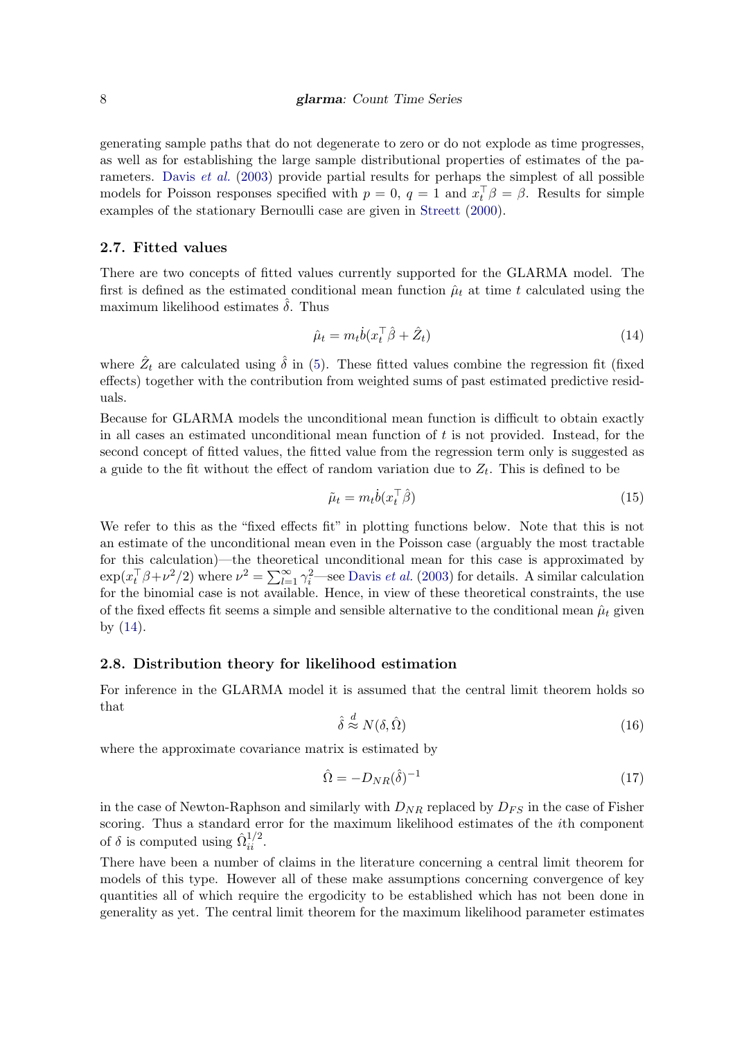generating sample paths that do not degenerate to zero or do not explode as time progresses, as well as for establishing the large sample distributional properties of estimates of the parameters. Davis *et al.* (2003) provide partial results for perhaps the simplest of all possible models for Poisson responses specified with $p = 0$, $q = 1$ and $x_t^\top \beta = \beta$. Results for simple examples of the stationary Bernoulli case are given in Streett (2000).

### 2.7. Fitted values

There are two concepts of fitted values currently supported for the GLARMA model. The first is defined as the estimated conditional mean function $\hat{\mu}_t$ at time $t$ calculated using the maximum likelihood estimates $\hat{\delta}$. Thus

$$\hat{\mu}_t = m_t \dot{b}(x_t^\top \hat{\beta} + \hat{Z}_t) \tag{14}$$

where $\hat{Z}_t$ are calculated using $\hat{\delta}$ in (5). These fitted values combine the regression fit (fixed effects) together with the contribution from weighted sums of past estimated predictive residuals.

Because for GLARMA models the unconditional mean function is difficult to obtain exactly in all cases an estimated unconditional mean function of $t$ is not provided. Instead, for the second concept of fitted values, the fitted value from the regression term only is suggested as a guide to the fit without the effect of random variation due to $Z_t$. This is defined to be

$$\tilde{\mu}_t = m_t \dot{b}(x_t^\top \hat{\beta}) \tag{15}$$

We refer to this as the "fixed effects fit" in plotting functions below. Note that this is not an estimate of the unconditional mean even in the Poisson case (arguably the most tractable for this calculation)—the theoretical unconditional mean for this case is approximated by $\exp(x_t^\top \beta + \nu^2/2)$ where $\nu^2 = \sum_{l=1}^{\infty} \gamma_i^2$—see Davis *et al.* (2003) for details. A similar calculation for the binomial case is not available. Hence, in view of these theoretical constraints, the use of the fixed effects fit seems a simple and sensible alternative to the conditional mean $\hat{\mu}_t$ given by (14).

### 2.8. Distribution theory for likelihood estimation

For inference in the GLARMA model it is assumed that the central limit theorem holds so that

$$\hat{\delta} \overset{d}{\approx} N(\delta, \hat{\Omega}) \tag{16}$$

where the approximate covariance matrix is estimated by

$$\hat{\Omega} = -D_{NR}(\hat{\delta})^{-1} \tag{17}$$

in the case of Newton-Raphson and similarly with $D_{NR}$ replaced by $D_{FS}$ in the case of Fisher scoring. Thus a standard error for the maximum likelihood estimates of the $i$th component of $\delta$ is computed using $\hat{\Omega}_{ii}^{1/2}$.

There have been a number of claims in the literature concerning a central limit theorem for models of this type. However all of these make assumptions concerning convergence of key quantities all of which require the ergodicity to be established which has not been done in generality as yet. The central limit theorem for the maximum likelihood parameter estimates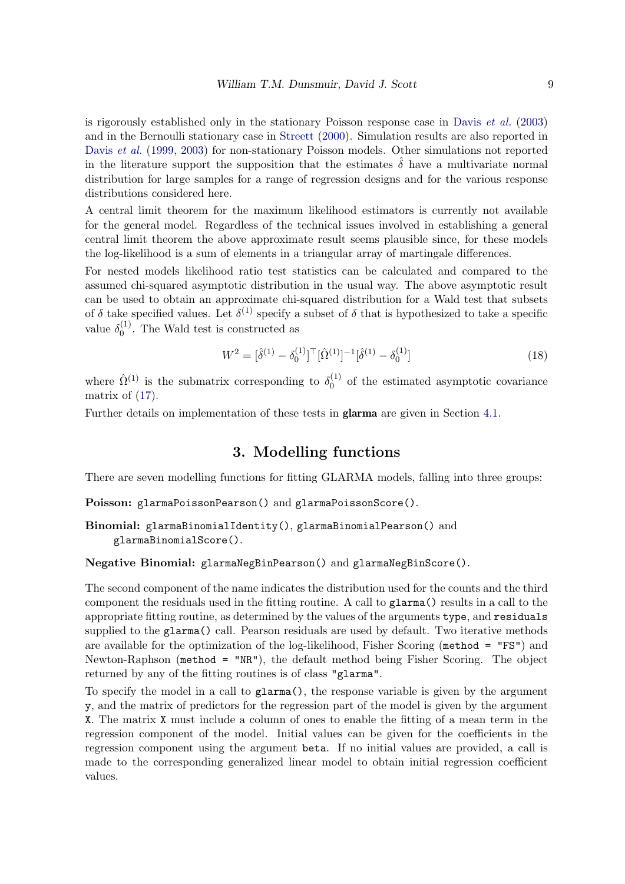is rigorously established only in the stationary Poisson response case in Davis *et al.* (2003) and in the Bernoulli stationary case in Streett (2000). Simulation results are also reported in Davis *et al.* (1999, 2003) for non-stationary Poisson models. Other simulations not reported in the literature support the supposition that the estimates $\hat{\delta}$ have a multivariate normal distribution for large samples for a range of regression designs and for the various response distributions considered here.

A central limit theorem for the maximum likelihood estimators is currently not available for the general model. Regardless of the technical issues involved in establishing a general central limit theorem the above approximate result seems plausible since, for these models the log-likelihood is a sum of elements in a triangular array of martingale differences.

For nested models likelihood ratio test statistics can be calculated and compared to the assumed chi-squared asymptotic distribution in the usual way. The above asymptotic result can be used to obtain an approximate chi-squared distribution for a Wald test that subsets of $\delta$ take specified values. Let $\delta^{(1)}$ specify a subset of $\delta$ that is hypothesized to take a specific value $\delta_0^{(1)}$. The Wald test is constructed as

$$W^2 = [\hat{\delta}^{(1)} - \delta_0^{(1)}]^\top [\hat{\Omega}^{(1)}]^{-1} [\hat{\delta}^{(1)} - \delta_0^{(1)}] \tag{18}$$

where $\hat{\Omega}^{(1)}$ is the submatrix corresponding to $\delta_0^{(1)}$ of the estimated asymptotic covariance matrix of (17).

Further details on implementation of these tests in **glarma** are given in Section 4.1.

## 3. Modelling functions

There are seven modelling functions for fitting GLARMA models, falling into three groups:

**Poisson:** `glarmaPoissonPearson()` and `glarmaPoissonScore()`.

**Binomial:** `glarmaBinomialIdentity()`, `glarmaBinomialPearson()` and `glarmaBinomialScore()`.

**Negative Binomial:** `glarmaNegBinPearson()` and `glarmaNegBinScore()`.

The second component of the name indicates the distribution used for the counts and the third component the residuals used in the fitting routine. A call to `glarma()` results in a call to the appropriate fitting routine, as determined by the values of the arguments `type`, and `residuals` supplied to the `glarma()` call. Pearson residuals are used by default. Two iterative methods are available for the optimization of the log-likelihood, Fisher Scoring (`method = "FS"`) and Newton-Raphson (`method = "NR"`), the default method being Fisher Scoring. The object returned by any of the fitting routines is of class `"glarma"`.

To specify the model in a call to `glarma()`, the response variable is given by the argument `y`, and the matrix of predictors for the regression part of the model is given by the argument `X`. The matrix `X` must include a column of ones to enable the fitting of a mean term in the regression component of the model. Initial values can be given for the coefficients in the regression component using the argument `beta`. If no initial values are provided, a call is made to the corresponding generalized linear model to obtain initial regression coefficient values.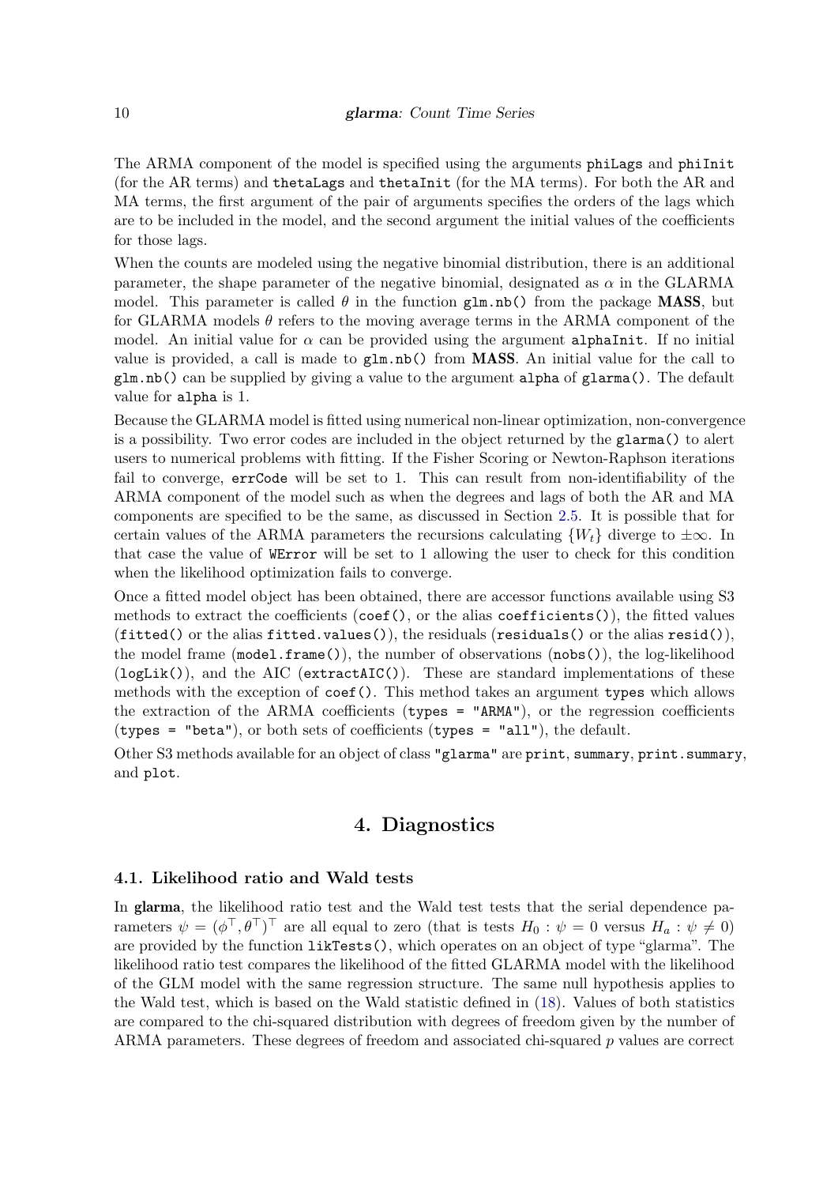The ARMA component of the model is specified using the arguments `phiLags` and `phiInit` (for the AR terms) and `thetaLags` and `thetaInit` (for the MA terms). For both the AR and MA terms, the first argument of the pair of arguments specifies the orders of the lags which are to be included in the model, and the second argument the initial values of the coefficients for those lags.

When the counts are modeled using the negative binomial distribution, there is an additional parameter, the shape parameter of the negative binomial, designated as $\alpha$ in the GLARMA model. This parameter is called $\theta$ in the function `glm.nb()` from the package **MASS**, but for GLARMA models $\theta$ refers to the moving average terms in the ARMA component of the model. An initial value for $\alpha$ can be provided using the argument `alphaInit`. If no initial value is provided, a call is made to `glm.nb()` from **MASS**. An initial value for the call to `glm.nb()` can be supplied by giving a value to the argument `alpha` of `glarma()`. The default value for `alpha` is 1.

Because the GLARMA model is fitted using numerical non-linear optimization, non-convergence is a possibility. Two error codes are included in the object returned by the `glarma()` to alert users to numerical problems with fitting. If the Fisher Scoring or Newton-Raphson iterations fail to converge, `errCode` will be set to 1. This can result from non-identifiability of the ARMA component of the model such as when the degrees and lags of both the AR and MA components are specified to be the same, as discussed in Section 2.5. It is possible that for certain values of the ARMA parameters the recursions calculating $\{W_t\}$ diverge to $\pm\infty$. In that case the value of `WError` will be set to 1 allowing the user to check for this condition when the likelihood optimization fails to converge.

Once a fitted model object has been obtained, there are accessor functions available using S3 methods to extract the coefficients (`coef()`, or the alias `coefficients()`), the fitted values (`fitted()` or the alias `fitted.values()`), the residuals (`residuals()` or the alias `resid()`), the model frame (`model.frame()`), the number of observations (`nobs()`), the log-likelihood (`logLik()`), and the AIC (`extractAIC()`). These are standard implementations of these methods with the exception of `coef()`. This method takes an argument `types` which allows the extraction of the ARMA coefficients (`types = "ARMA"`), or the regression coefficients (`types = "beta"`), or both sets of coefficients (`types = "all"`), the default.

Other S3 methods available for an object of class `"glarma"` are `print`, `summary`, `print.summary`, and `plot`.

# 4. Diagnostics

## 4.1. Likelihood ratio and Wald tests

In **glarma**, the likelihood ratio test and the Wald test tests that the serial dependence parameters $\psi = (\phi^\top, \theta^\top)^\top$ are all equal to zero (that is tests $H_0 : \psi = 0$ versus $H_a : \psi \neq 0$) are provided by the function `likTests()`, which operates on an object of type "glarma". The likelihood ratio test compares the likelihood of the fitted GLARMA model with the likelihood of the GLM model with the same regression structure. The same null hypothesis applies to the Wald test, which is based on the Wald statistic defined in (18). Values of both statistics are compared to the chi-squared distribution with degrees of freedom given by the number of ARMA parameters. These degrees of freedom and associated chi-squared $p$ values are correct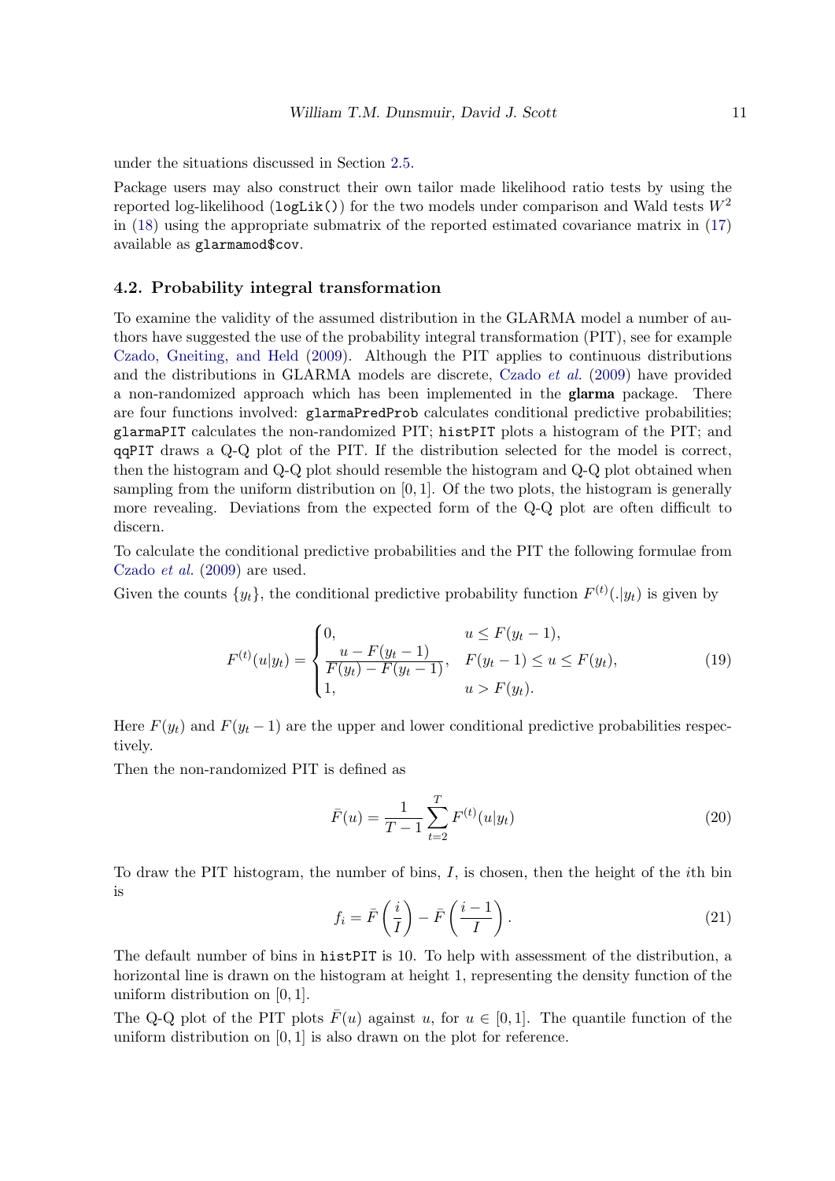under the situations discussed in Section 2.5.

Package users may also construct their own tailor made likelihood ratio tests by using the reported log-likelihood (`logLik()`) for the two models under comparison and Wald tests $W^2$ in (18) using the appropriate submatrix of the reported estimated covariance matrix in (17) available as `glarmamod$cov`.

### 4.2. Probability integral transformation

To examine the validity of the assumed distribution in the GLARMA model a number of authors have suggested the use of the probability integral transformation (PIT), see for example Czado, Gneiting, and Held (2009). Although the PIT applies to continuous distributions and the distributions in GLARMA models are discrete, Czado *et al.* (2009) have provided a non-randomized approach which has been implemented in the **glarma** package. There are four functions involved: `glarmaPredProb` calculates conditional predictive probabilities; `glarmaPIT` calculates the non-randomized PIT; `histPIT` plots a histogram of the PIT; and `qqPIT` draws a Q-Q plot of the PIT. If the distribution selected for the model is correct, then the histogram and Q-Q plot should resemble the histogram and Q-Q plot obtained when sampling from the uniform distribution on $[0, 1]$. Of the two plots, the histogram is generally more revealing. Deviations from the expected form of the Q-Q plot are often difficult to discern.

To calculate the conditional predictive probabilities and the PIT the following formulae from Czado *et al.* (2009) are used.

Given the counts $\{y_t\}$, the conditional predictive probability function $F^{(t)}(.|y_t)$ is given by

$$F^{(t)}(u|y_t) = \begin{cases} 0, & u \leq F(y_t - 1), \\ \dfrac{u - F(y_t - 1)}{F(y_t) - F(y_t - 1)}, & F(y_t - 1) \leq u \leq F(y_t), \\ 1, & u > F(y_t). \end{cases} \tag{19}$$

Here $F(y_t)$ and $F(y_t - 1)$ are the upper and lower conditional predictive probabilities respectively.

Then the non-randomized PIT is defined as

$$\bar{F}(u) = \frac{1}{T-1} \sum_{t=2}^{T} F^{(t)}(u|y_t) \tag{20}$$

To draw the PIT histogram, the number of bins, $I$, is chosen, then the height of the $i$th bin is

$$f_i = \bar{F}\left(\frac{i}{I}\right) - \bar{F}\left(\frac{i-1}{I}\right). \tag{21}$$

The default number of bins in `histPIT` is 10. To help with assessment of the distribution, a horizontal line is drawn on the histogram at height 1, representing the density function of the uniform distribution on $[0, 1]$.

The Q-Q plot of the PIT plots $\bar{F}(u)$ against $u$, for $u \in [0, 1]$. The quantile function of the uniform distribution on $[0, 1]$ is also drawn on the plot for reference.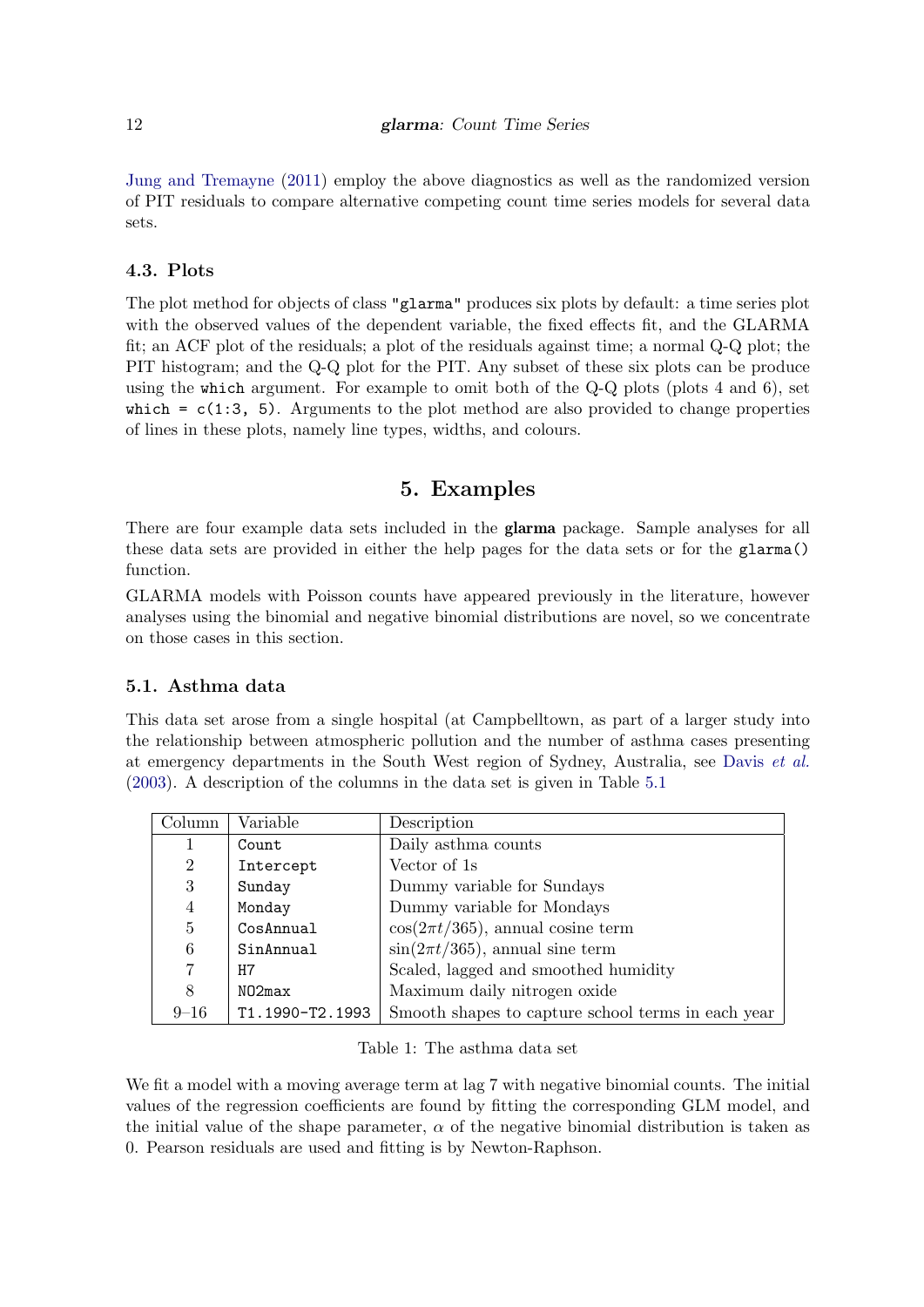Jung and Tremayne (2011) employ the above diagnostics as well as the randomized version of PIT residuals to compare alternative competing count time series models for several data sets.

### 4.3. Plots

The plot method for objects of class `"glarma"` produces six plots by default: a time series plot with the observed values of the dependent variable, the fixed effects fit, and the GLARMA fit; an ACF plot of the residuals; a plot of the residuals against time; a normal Q-Q plot; the PIT histogram; and the Q-Q plot for the PIT. Any subset of these six plots can be produce using the `which` argument. For example to omit both of the Q-Q plots (plots 4 and 6), set `which = c(1:3, 5)`. Arguments to the plot method are also provided to change properties of lines in these plots, namely line types, widths, and colours.

## 5. Examples

There are four example data sets included in the **glarma** package. Sample analyses for all these data sets are provided in either the help pages for the data sets or for the `glarma()` function.

GLARMA models with Poisson counts have appeared previously in the literature, however analyses using the binomial and negative binomial distributions are novel, so we concentrate on those cases in this section.

### 5.1. Asthma data

This data set arose from a single hospital (at Campbelltown, as part of a larger study into the relationship between atmospheric pollution and the number of asthma cases presenting at emergency departments in the South West region of Sydney, Australia, see Davis *et al.* (2003). A description of the columns in the data set is given in Table 5.1

| Column | Variable | Description |
|---|---|---|
| 1 | `Count` | Daily asthma counts |
| 2 | `Intercept` | Vector of 1s |
| 3 | `Sunday` | Dummy variable for Sundays |
| 4 | `Monday` | Dummy variable for Mondays |
| 5 | `CosAnnual` | $\cos(2\pi t/365)$, annual cosine term |
| 6 | `SinAnnual` | $\sin(2\pi t/365)$, annual sine term |
| 7 | `H7` | Scaled, lagged and smoothed humidity |
| 8 | `NO2max` | Maximum daily nitrogen oxide |
| 9–16 | `T1.1990-T2.1993` | Smooth shapes to capture school terms in each year |

Table 1: The asthma data set

We fit a model with a moving average term at lag 7 with negative binomial counts. The initial values of the regression coefficients are found by fitting the corresponding GLM model, and the initial value of the shape parameter, $\alpha$ of the negative binomial distribution is taken as 0. Pearson residuals are used and fitting is by Newton-Raphson.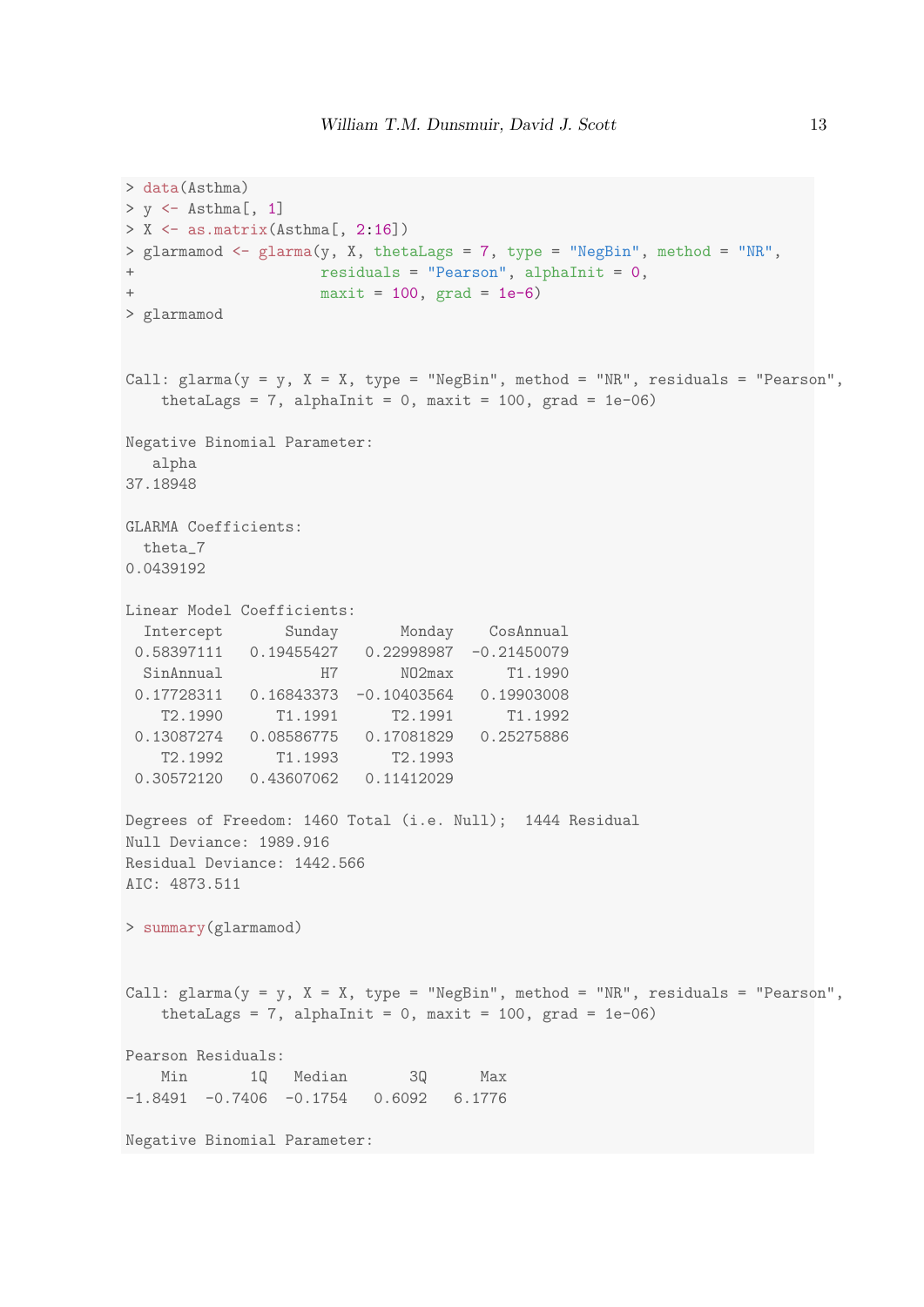```
> data(Asthma)
> y <- Asthma[, 1]
> X <- as.matrix(Asthma[, 2:16])
> glarmamod <- glarma(y, X, thetaLags = 7, type = "NegBin", method = "NR",
+                     residuals = "Pearson", alphaInit = 0,
+                     maxit = 100, grad = 1e-6)
> glarmamod


Call: glarma(y = y, X = X, type = "NegBin", method = "NR", residuals = "Pearson",
    thetaLags = 7, alphaInit = 0, maxit = 100, grad = 1e-06)

Negative Binomial Parameter:
   alpha
37.18948

GLARMA Coefficients:
  theta_7
0.0439192

Linear Model Coefficients:
  Intercept       Sunday       Monday    CosAnnual
 0.58397111   0.19455427   0.22998987  -0.21450079
  SinAnnual           H7       NO2max      T1.1990
 0.17728311   0.16843373  -0.10403564   0.19903008
    T2.1990      T1.1991      T2.1991      T1.1992
 0.13087274   0.08586775   0.17081829   0.25275886
    T2.1992      T1.1993      T2.1993
 0.30572120   0.43607062   0.11412029

Degrees of Freedom: 1460 Total (i.e. Null);  1444 Residual
Null Deviance: 1989.916
Residual Deviance: 1442.566
AIC: 4873.511

> summary(glarmamod)


Call: glarma(y = y, X = X, type = "NegBin", method = "NR", residuals = "Pearson",
    thetaLags = 7, alphaInit = 0, maxit = 100, grad = 1e-06)

Pearson Residuals:
    Min       1Q   Median       3Q      Max
-1.8491  -0.7406  -0.1754   0.6092   6.1776

Negative Binomial Parameter:
```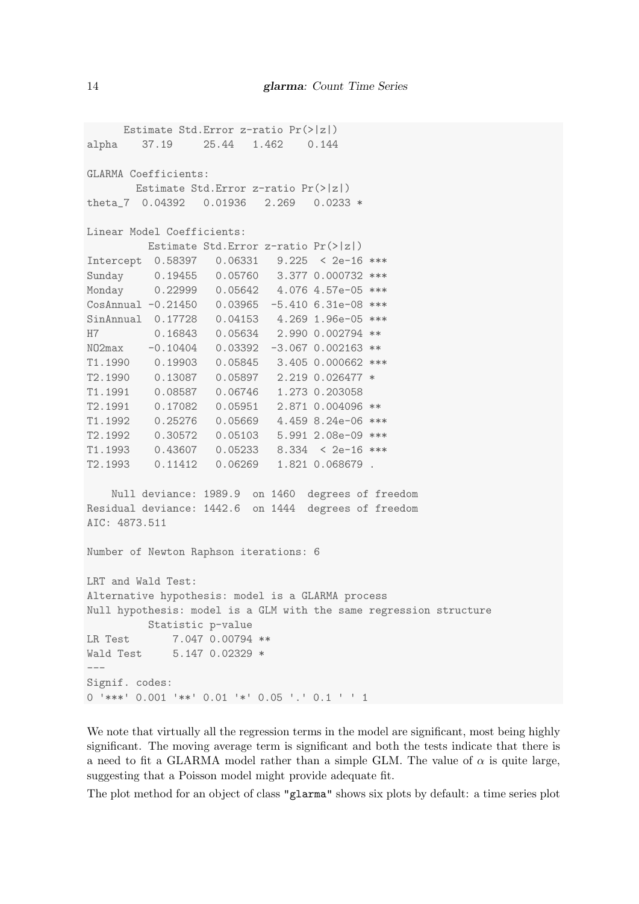```
      Estimate Std.Error z-ratio Pr(>|z|)
alpha    37.19     25.44   1.462    0.144

GLARMA Coefficients:
        Estimate Std.Error z-ratio Pr(>|z|)
theta_7  0.04392   0.01936   2.269   0.0233 *

Linear Model Coefficients:
          Estimate Std.Error z-ratio Pr(>|z|)
Intercept  0.58397   0.06331   9.225  < 2e-16 ***
Sunday     0.19455   0.05760   3.377 0.000732 ***
Monday     0.22999   0.05642   4.076 4.57e-05 ***
CosAnnual -0.21450   0.03965  -5.410 6.31e-08 ***
SinAnnual  0.17728   0.04153   4.269 1.96e-05 ***
H7         0.16843   0.05634   2.990 0.002794 **
NO2max    -0.10404   0.03392  -3.067 0.002163 **
T1.1990    0.19903   0.05845   3.405 0.000662 ***
T2.1990    0.13087   0.05897   2.219 0.026477 *
T1.1991    0.08587   0.06746   1.273 0.203058
T2.1991    0.17082   0.05951   2.871 0.004096 **
T1.1992    0.25276   0.05669   4.459 8.24e-06 ***
T2.1992    0.30572   0.05103   5.991 2.08e-09 ***
T1.1993    0.43607   0.05233   8.334  < 2e-16 ***
T2.1993    0.11412   0.06269   1.821 0.068679 .

    Null deviance: 1989.9  on 1460  degrees of freedom
Residual deviance: 1442.6  on 1444  degrees of freedom
AIC: 4873.511

Number of Newton Raphson iterations: 6

LRT and Wald Test:
Alternative hypothesis: model is a GLARMA process
Null hypothesis: model is a GLM with the same regression structure
          Statistic p-value
LR Test       7.047 0.00794 **
Wald Test     5.147 0.02329 *
---
Signif. codes:
0 '***' 0.001 '**' 0.01 '*' 0.05 '.' 0.1 ' ' 1
```

We note that virtually all the regression terms in the model are significant, most being highly significant. The moving average term is significant and both the tests indicate that there is a need to fit a GLARMA model rather than a simple GLM. The value of $\alpha$ is quite large, suggesting that a Poisson model might provide adequate fit.

The plot method for an object of class `"glarma"` shows six plots by default: a time series plot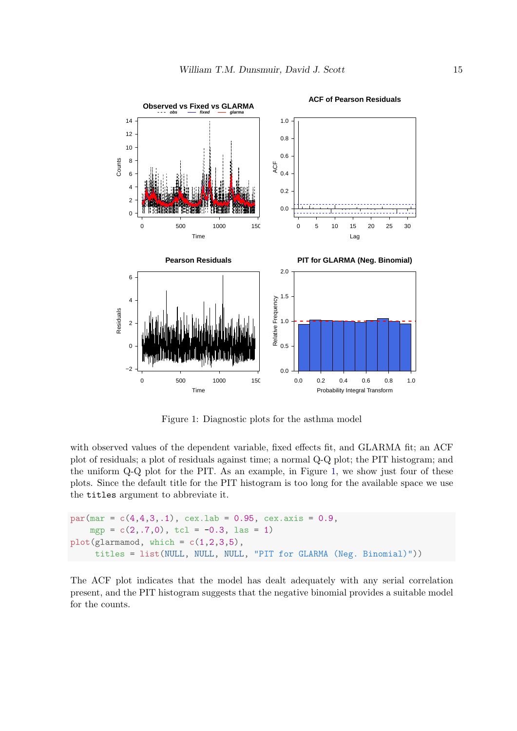Figure 1: Diagnostic plots for the asthma model

with observed values of the dependent variable, fixed effects fit, and GLARMA fit; an ACF plot of residuals; a plot of residuals against time; a normal Q-Q plot; the PIT histogram; and the uniform Q-Q plot for the PIT. As an example, in Figure 1, we show just four of these plots. Since the default title for the PIT histogram is too long for the available space we use the titles argument to abbreviate it.

```
par(mar = c(4,4,3,.1), cex.lab = 0.95, cex.axis = 0.9,
    mgp = c(2,.7,0), tcl = -0.3, las = 1)
plot(glarmamod, which = c(1,2,3,5),
     titles = list(NULL, NULL, NULL, "PIT for GLARMA (Neg. Binomial)"))
```

The ACF plot indicates that the model has dealt adequately with any serial correlation present, and the PIT histogram suggests that the negative binomial provides a suitable model for the counts.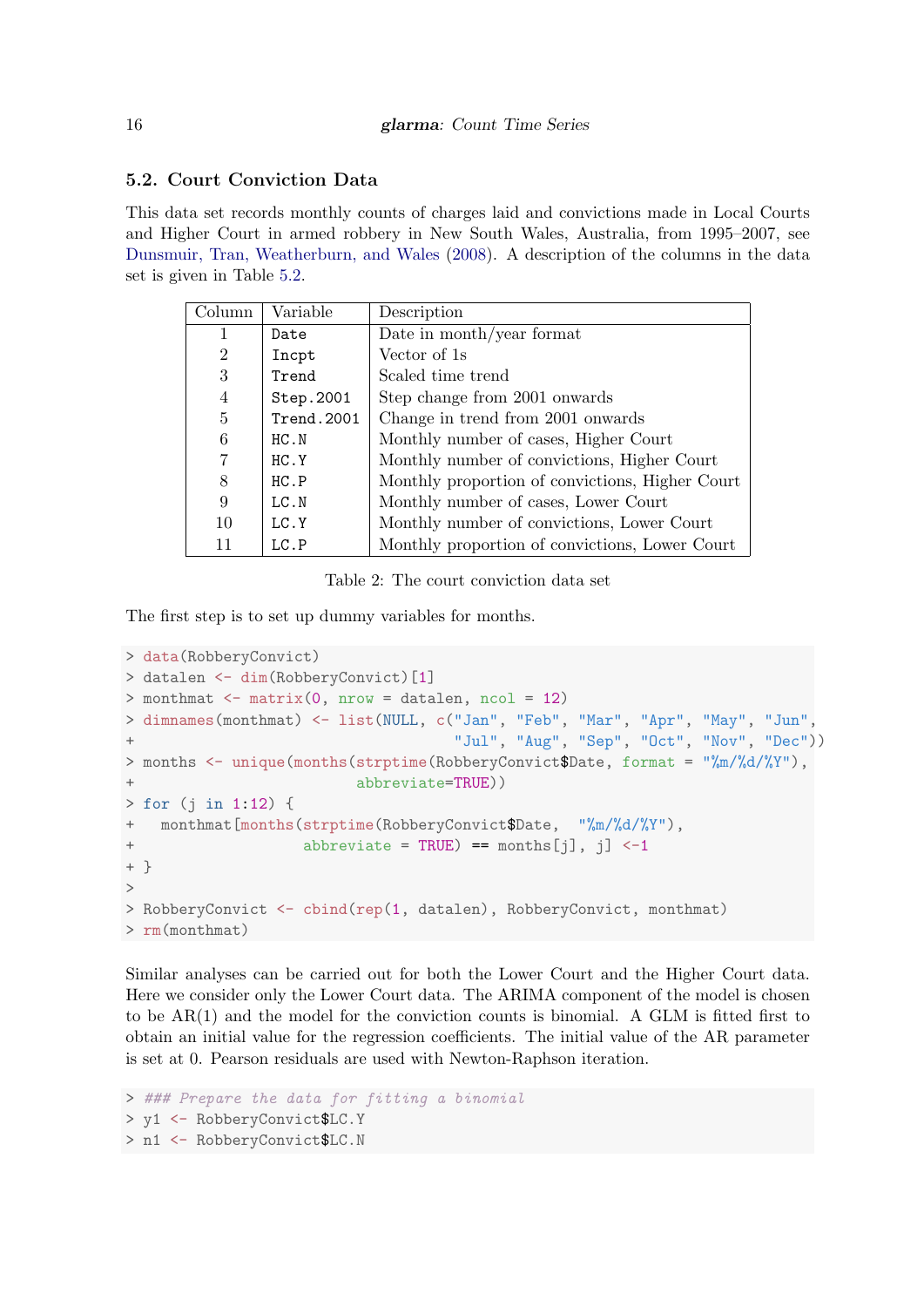## 5.2. Court Conviction Data

This data set records monthly counts of charges laid and convictions made in Local Courts and Higher Court in armed robbery in New South Wales, Australia, from 1995–2007, see Dunsmuir, Tran, Weatherburn, and Wales (2008). A description of the columns in the data set is given in Table 5.2.

| Column | Variable | Description |
|---|---|---|
| 1 | Date | Date in month/year format |
| 2 | Incpt | Vector of 1s |
| 3 | Trend | Scaled time trend |
| 4 | Step.2001 | Step change from 2001 onwards |
| 5 | Trend.2001 | Change in trend from 2001 onwards |
| 6 | HC.N | Monthly number of cases, Higher Court |
| 7 | HC.Y | Monthly number of convictions, Higher Court |
| 8 | HC.P | Monthly proportion of convictions, Higher Court |
| 9 | LC.N | Monthly number of cases, Lower Court |
| 10 | LC.Y | Monthly number of convictions, Lower Court |
| 11 | LC.P | Monthly proportion of convictions, Lower Court |

Table 2: The court conviction data set

The first step is to set up dummy variables for months.

```
> data(RobberyConvict)
> datalen <- dim(RobberyConvict)[1]
> monthmat <- matrix(0, nrow = datalen, ncol = 12)
> dimnames(monthmat) <- list(NULL, c("Jan", "Feb", "Mar", "Apr", "May", "Jun",
+                                "Jul", "Aug", "Sep", "Oct", "Nov", "Dec"))
> months <- unique(months(strptime(RobberyConvict$Date, format = "%m/%d/%Y"),
+                        abbreviate=TRUE))
> for (j in 1:12) {
+   monthmat[months(strptime(RobberyConvict$Date,  "%m/%d/%Y"),
+                   abbreviate = TRUE) == months[j], j] <-1
+ }
>
> RobberyConvict <- cbind(rep(1, datalen), RobberyConvict, monthmat)
> rm(monthmat)
```

Similar analyses can be carried out for both the Lower Court and the Higher Court data. Here we consider only the Lower Court data. The ARIMA component of the model is chosen to be AR(1) and the model for the conviction counts is binomial. A GLM is fitted first to obtain an initial value for the regression coefficients. The initial value of the AR parameter is set at 0. Pearson residuals are used with Newton-Raphson iteration.

```
> ### Prepare the data for fitting a binomial
> y1 <- RobberyConvict$LC.Y
> n1 <- RobberyConvict$LC.N
```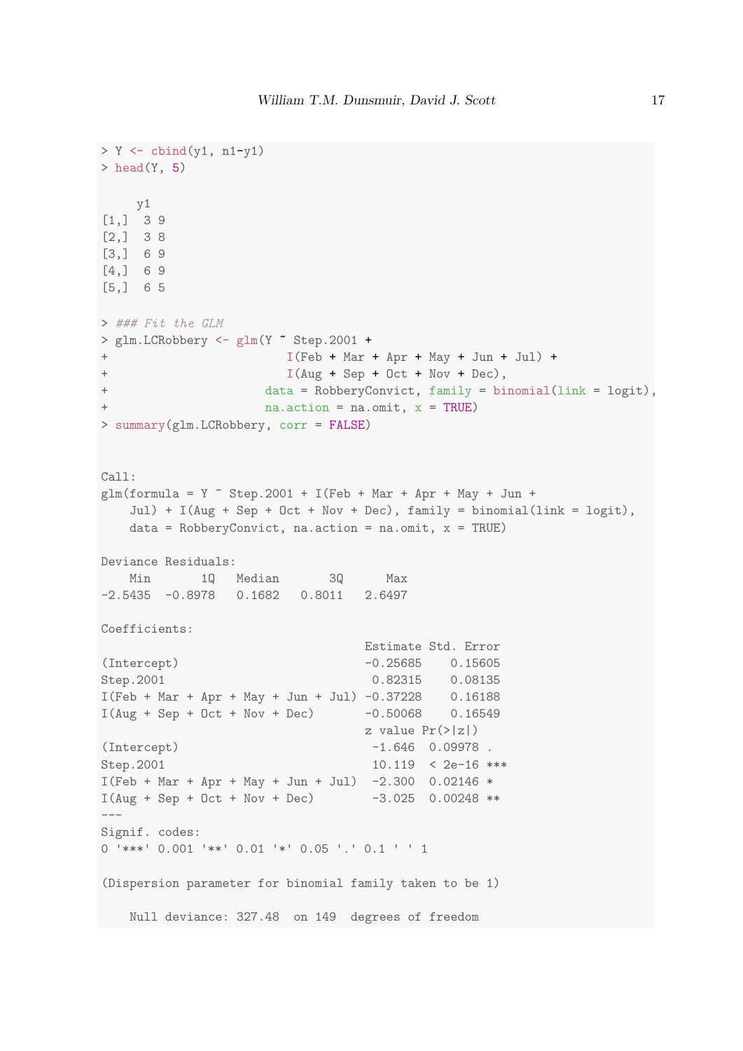```
> Y <- cbind(y1, n1-y1)
> head(Y, 5)

    y1
[1,]  3 9
[2,]  3 8
[3,]  6 9
[4,]  6 9
[5,]  6 5

> ### Fit the GLM
> glm.LCRobbery <- glm(Y ~ Step.2001 +
+                          I(Feb + Mar + Apr + May + Jun + Jul) +
+                          I(Aug + Sep + Oct + Nov + Dec),
+                      data = RobberyConvict, family = binomial(link = logit),
+                      na.action = na.omit, x = TRUE)
> summary(glm.LCRobbery, corr = FALSE)


Call:
glm(formula = Y ~ Step.2001 + I(Feb + Mar + Apr + May + Jun +
    Jul) + I(Aug + Sep + Oct + Nov + Dec), family = binomial(link = logit),
    data = RobberyConvict, na.action = na.omit, x = TRUE)

Deviance Residuals:
    Min       1Q   Median       3Q      Max
-2.5435  -0.8978   0.1682   0.8011   2.6497

Coefficients:
                                     Estimate Std. Error
(Intercept)                          -0.25685    0.15605
Step.2001                             0.82315    0.08135
I(Feb + Mar + Apr + May + Jun + Jul) -0.37228    0.16188
I(Aug + Sep + Oct + Nov + Dec)       -0.50068    0.16549
                                     z value Pr(>|z|)
(Intercept)                           -1.646  0.09978 .
Step.2001                             10.119  < 2e-16 ***
I(Feb + Mar + Apr + May + Jun + Jul)  -2.300  0.02146 *
I(Aug + Sep + Oct + Nov + Dec)        -3.025  0.00248 **
---
Signif. codes:
0 '***' 0.001 '**' 0.01 '*' 0.05 '.' 0.1 ' ' 1

(Dispersion parameter for binomial family taken to be 1)

    Null deviance: 327.48  on 149  degrees of freedom
```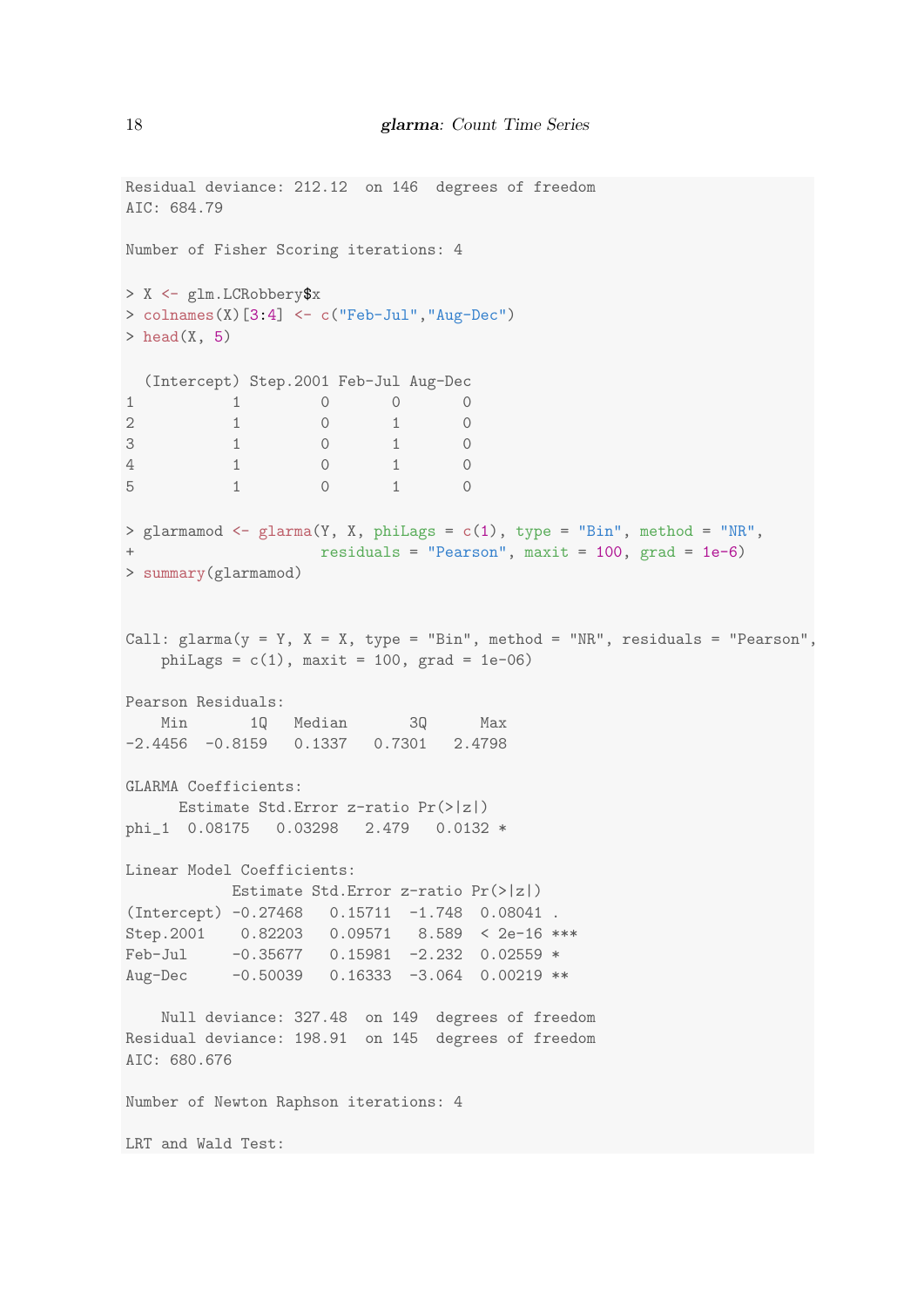```
Residual deviance: 212.12  on 146  degrees of freedom
AIC: 684.79

Number of Fisher Scoring iterations: 4

> X <- glm.LCRobbery$x
> colnames(X)[3:4] <- c("Feb-Jul","Aug-Dec")
> head(X, 5)

  (Intercept) Step.2001 Feb-Jul Aug-Dec
1           1         0       0       0
2           1         0       1       0
3           1         0       1       0
4           1         0       1       0
5           1         0       1       0

> glarmamod <- glarma(Y, X, phiLags = c(1), type = "Bin", method = "NR",
+                     residuals = "Pearson", maxit = 100, grad = 1e-6)
> summary(glarmamod)


Call: glarma(y = Y, X = X, type = "Bin", method = "NR", residuals = "Pearson",
    phiLags = c(1), maxit = 100, grad = 1e-06)

Pearson Residuals:
    Min       1Q   Median       3Q      Max
-2.4456  -0.8159   0.1337   0.7301   2.4798

GLARMA Coefficients:
      Estimate Std.Error z-ratio Pr(>|z|)
phi_1  0.08175   0.03298   2.479   0.0132 *

Linear Model Coefficients:
            Estimate Std.Error z-ratio Pr(>|z|)
(Intercept) -0.27468   0.15711  -1.748  0.08041 .
Step.2001    0.82203   0.09571   8.589  < 2e-16 ***
Feb-Jul     -0.35677   0.15981  -2.232  0.02559 *
Aug-Dec     -0.50039   0.16333  -3.064  0.00219 **

    Null deviance: 327.48  on 149  degrees of freedom
Residual deviance: 198.91  on 145  degrees of freedom
AIC: 680.676

Number of Newton Raphson iterations: 4

LRT and Wald Test:
```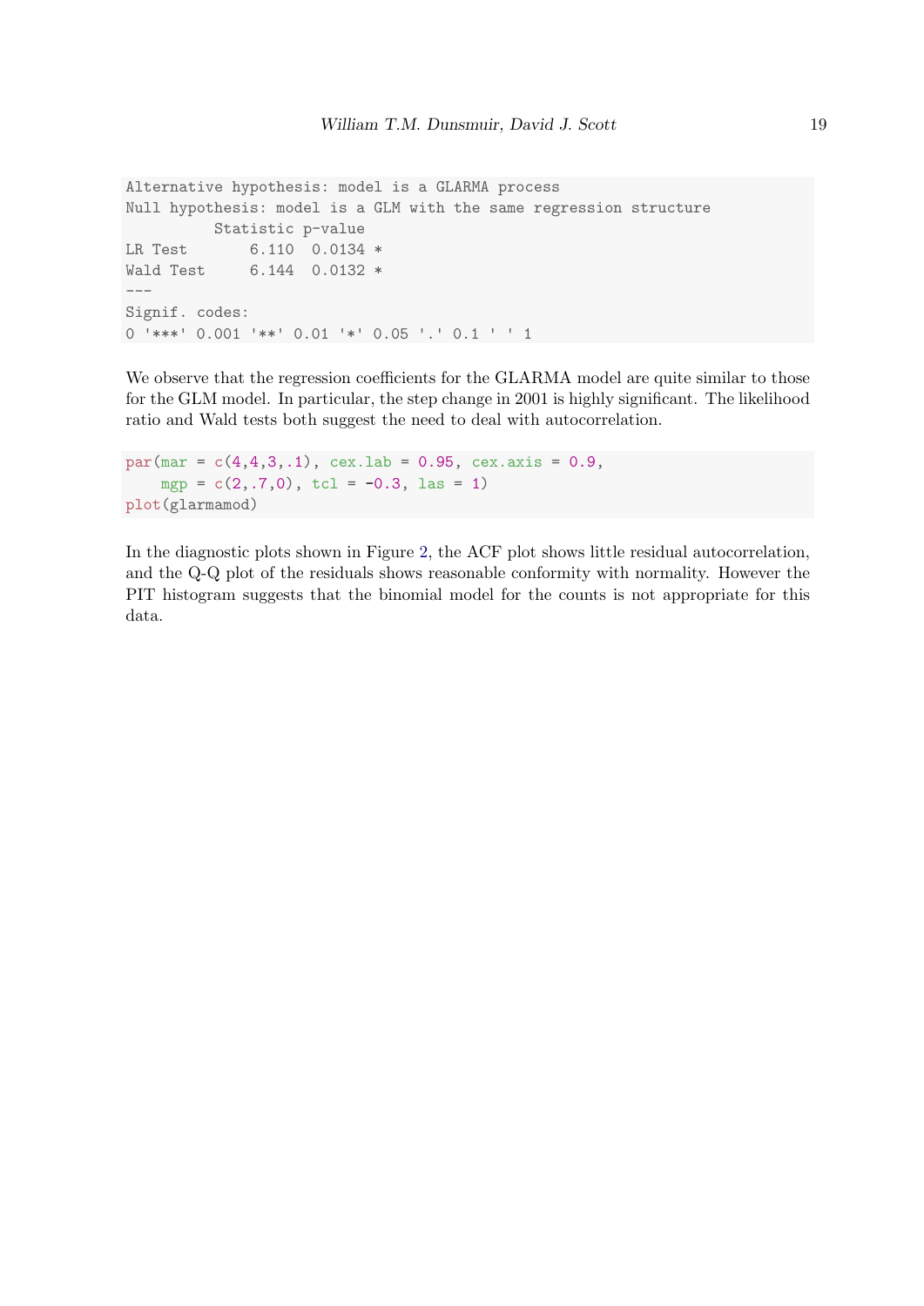```
Alternative hypothesis: model is a GLARMA process
Null hypothesis: model is a GLM with the same regression structure
          Statistic p-value
LR Test       6.110  0.0134 *
Wald Test     6.144  0.0132 *
---
Signif. codes:
0 '***' 0.001 '**' 0.01 '*' 0.05 '.' 0.1 ' ' 1
```

We observe that the regression coefficients for the GLARMA model are quite similar to those for the GLM model. In particular, the step change in 2001 is highly significant. The likelihood ratio and Wald tests both suggest the need to deal with autocorrelation.

```
par(mar = c(4,4,3,.1), cex.lab = 0.95, cex.axis = 0.9,
    mgp = c(2,.7,0), tcl = -0.3, las = 1)
plot(glarmamod)
```

In the diagnostic plots shown in Figure 2, the ACF plot shows little residual autocorrelation, and the Q-Q plot of the residuals shows reasonable conformity with normality. However the PIT histogram suggests that the binomial model for the counts is not appropriate for this data.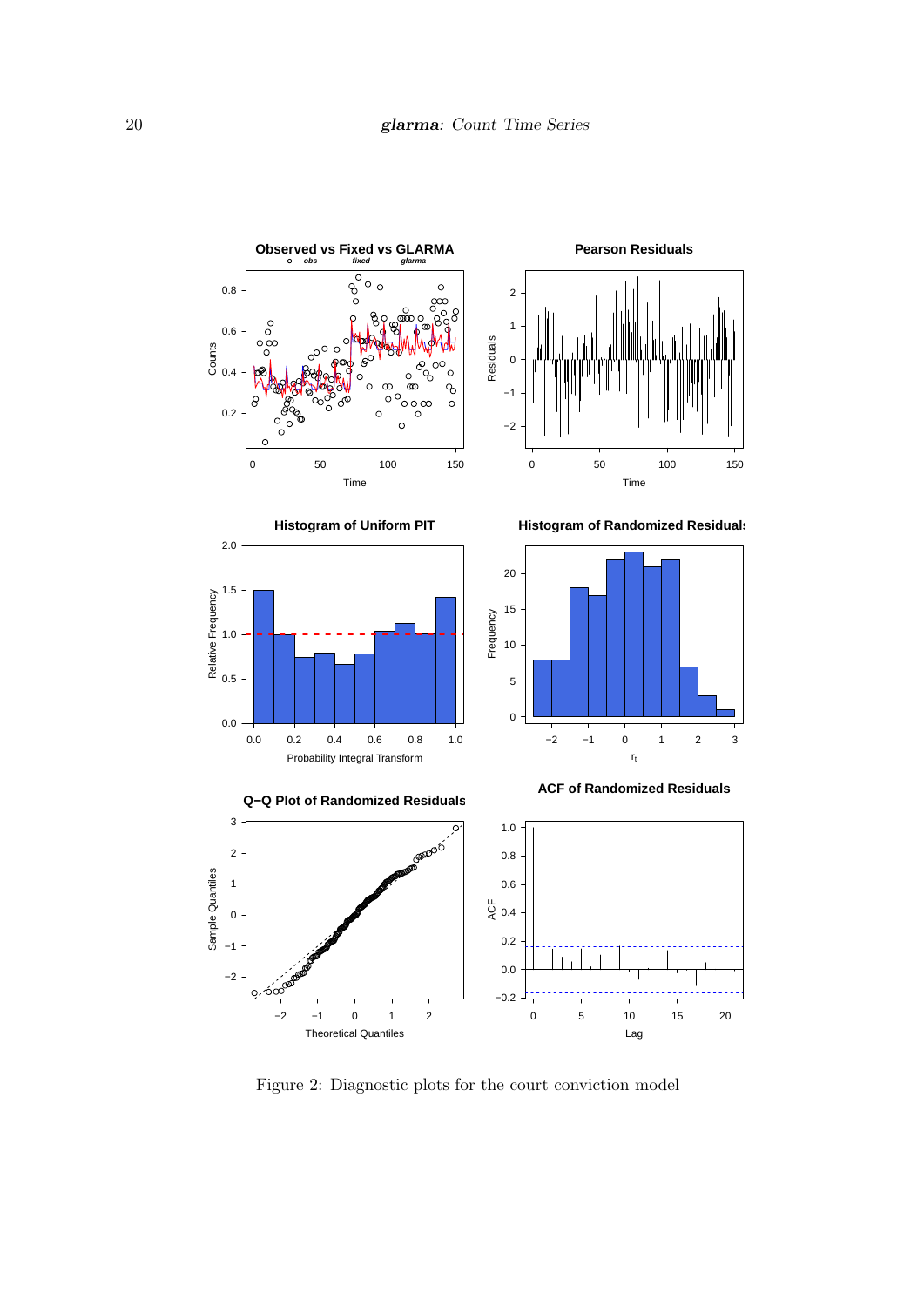Figure 2: Diagnostic plots for the court conviction model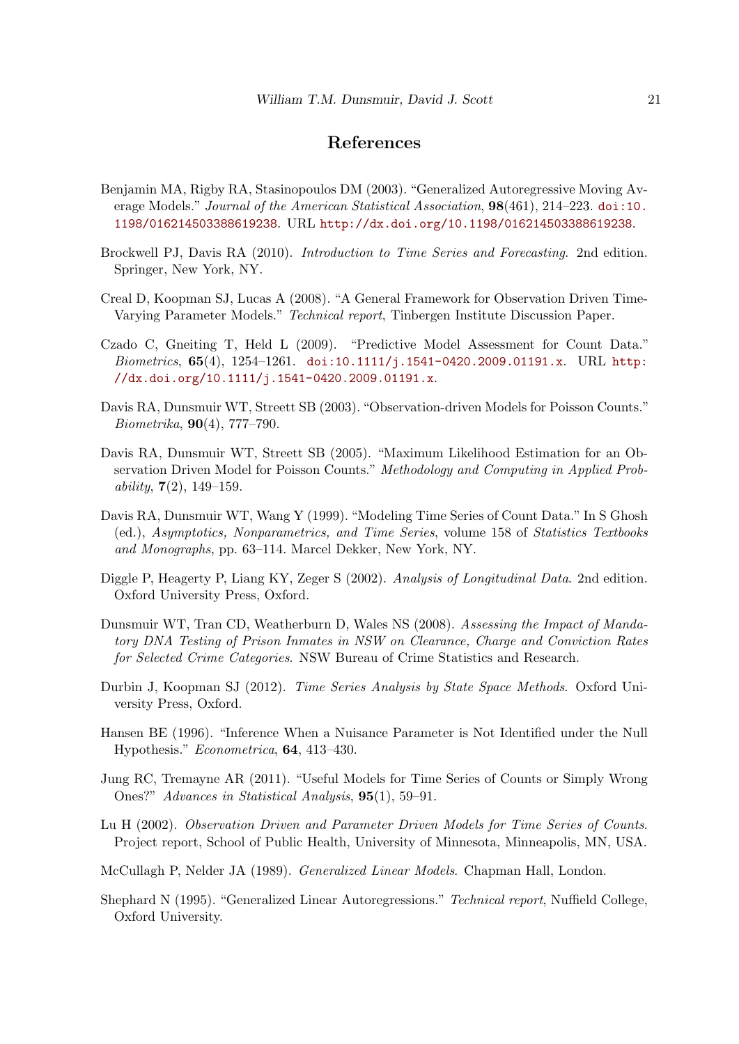## References

Benjamin MA, Rigby RA, Stasinopoulos DM (2003). "Generalized Autoregressive Moving Average Models." *Journal of the American Statistical Association*, **98**(461), 214–223. `doi:10.1198/016214503388619238`. URL `http://dx.doi.org/10.1198/016214503388619238`.

Brockwell PJ, Davis RA (2010). *Introduction to Time Series and Forecasting*. 2nd edition. Springer, New York, NY.

Creal D, Koopman SJ, Lucas A (2008). "A General Framework for Observation Driven Time-Varying Parameter Models." *Technical report*, Tinbergen Institute Discussion Paper.

Czado C, Gneiting T, Held L (2009). "Predictive Model Assessment for Count Data." *Biometrics*, **65**(4), 1254–1261. `doi:10.1111/j.1541-0420.2009.01191.x`. URL `http://dx.doi.org/10.1111/j.1541-0420.2009.01191.x`.

Davis RA, Dunsmuir WT, Streett SB (2003). "Observation-driven Models for Poisson Counts." *Biometrika*, **90**(4), 777–790.

Davis RA, Dunsmuir WT, Streett SB (2005). "Maximum Likelihood Estimation for an Observation Driven Model for Poisson Counts." *Methodology and Computing in Applied Probability*, **7**(2), 149–159.

Davis RA, Dunsmuir WT, Wang Y (1999). "Modeling Time Series of Count Data." In S Ghosh (ed.), *Asymptotics, Nonparametrics, and Time Series*, volume 158 of *Statistics Textbooks and Monographs*, pp. 63–114. Marcel Dekker, New York, NY.

Diggle P, Heagerty P, Liang KY, Zeger S (2002). *Analysis of Longitudinal Data*. 2nd edition. Oxford University Press, Oxford.

Dunsmuir WT, Tran CD, Weatherburn D, Wales NS (2008). *Assessing the Impact of Mandatory DNA Testing of Prison Inmates in NSW on Clearance, Charge and Conviction Rates for Selected Crime Categories*. NSW Bureau of Crime Statistics and Research.

Durbin J, Koopman SJ (2012). *Time Series Analysis by State Space Methods*. Oxford University Press, Oxford.

Hansen BE (1996). "Inference When a Nuisance Parameter is Not Identified under the Null Hypothesis." *Econometrica*, **64**, 413–430.

Jung RC, Tremayne AR (2011). "Useful Models for Time Series of Counts or Simply Wrong Ones?" *Advances in Statistical Analysis*, **95**(1), 59–91.

Lu H (2002). *Observation Driven and Parameter Driven Models for Time Series of Counts*. Project report, School of Public Health, University of Minnesota, Minneapolis, MN, USA.

McCullagh P, Nelder JA (1989). *Generalized Linear Models*. Chapman Hall, London.

Shephard N (1995). "Generalized Linear Autoregressions." *Technical report*, Nuffield College, Oxford University.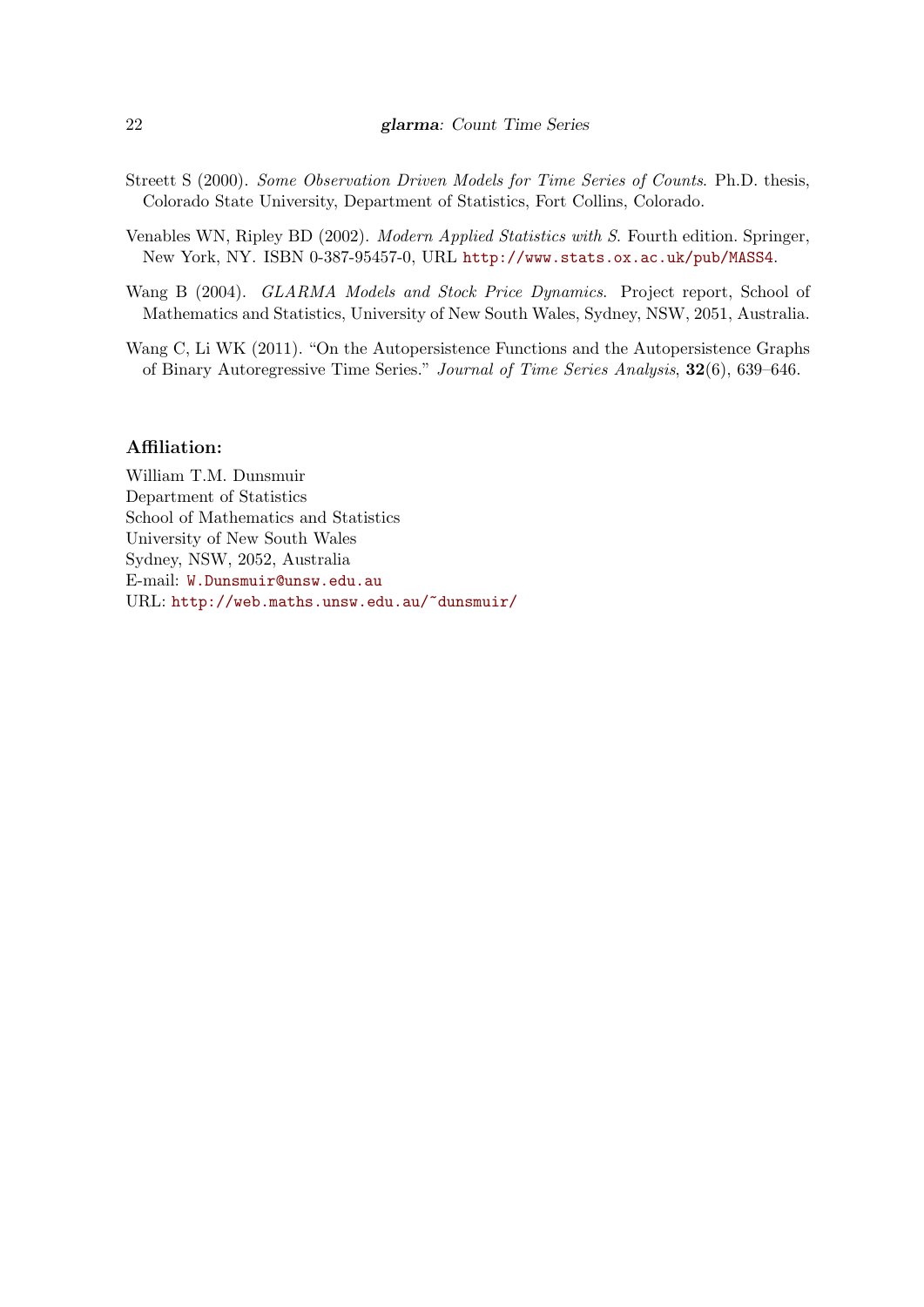Streett S (2000). *Some Observation Driven Models for Time Series of Counts*. Ph.D. thesis, Colorado State University, Department of Statistics, Fort Collins, Colorado.

Venables WN, Ripley BD (2002). *Modern Applied Statistics with S*. Fourth edition. Springer, New York, NY. ISBN 0-387-95457-0, URL `http://www.stats.ox.ac.uk/pub/MASS4`.

Wang B (2004). *GLARMA Models and Stock Price Dynamics*. Project report, School of Mathematics and Statistics, University of New South Wales, Sydney, NSW, 2051, Australia.

Wang C, Li WK (2011). "On the Autopersistence Functions and the Autopersistence Graphs of Binary Autoregressive Time Series." *Journal of Time Series Analysis*, **32**(6), 639–646.

### Affiliation:

William T.M. Dunsmuir
Department of Statistics
School of Mathematics and Statistics
University of New South Wales
Sydney, NSW, 2052, Australia
E-mail: `W.Dunsmuir@unsw.edu.au`
URL: `http://web.maths.unsw.edu.au/~dunsmuir/`